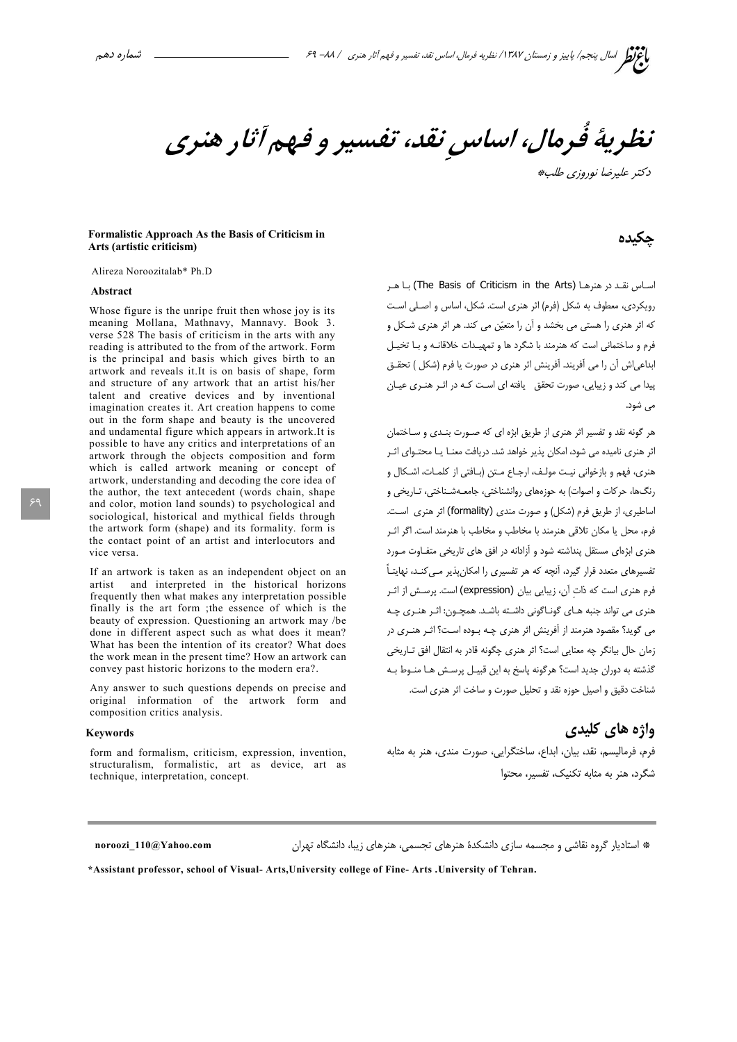# نظریهٔ فُرمال، اساسِ نقد، تفسیر و فهم آثار هنری

دکتر علیرضا نوروزی طلب*

## چکیده

اسـاس نقـد در هنرهـا (The Basis of Criticism in the Arts) بـا هـر رویکردی، معطوف به شکل (فرم) اثر هنری است. شکل، اساس و اصـلی اسـت که اثر هنری را هستی می بخشد و آن را متعیّن می کند. هر اثر هنری شـکل و فرم و ساختمانی است که هنرمند با شگرد ها و تمهیـدات خلاقانـه و بـا تخیـل ابداعی‌اش آن را می آفریند. آفرینش اثر هنری در صورت یا فرم (شکل ) تحقـق پیدا می کند و زیبایی، صورت تحقق یافته ای اسـت کـه در اثـر هنـری عیـان می شود.

هر گونه نقد و تفسیر اثر هنری از طریق ابژه ای که صـورت بنـدی و سـاختمان اثر هنری نامیده می شود، امکان پذیر خواهد شد. دریافت معنـا یـا محتـوای اثـر هنری، فهم و بازخوانی نیـت مولـف، ارجـاع مـتن (بـافتی از کلمـات، اشـکال و رنگ‌ها، حرکات و اصوات) به حوزه‌های روانشناختی، جامعـه‌شـناختی، تـاریخی و اساطیری، از طریق فرم (شکل) و صورت مندی (formality) اثر هنری اسـت. فرم، محل یا مکان تلاقی هنرمند با مخاطب و مخاطب با هنرمند است. اگر اثـر هنری ابژه‌ای مستقل پنداشته شود و آزادانه در افق های تاریخی متفـاوت مـورد تفسیرهای متعدد قرار گیرد، آنچه که هر تفسیری را امکان‌پذیر مـی‌کنـد، نهایتـاً فرم هنری است که ذاتِ آن، زیبایی بیان (expression) است. پرسـش از اثـر هنری می تواند جنبه هـای گونـاگونی داشـته باشـد. همچـون: اثـر هنـری چـه می گوید؟ مقصود هنرمند از آفرینش اثر هنری چـه بـوده اسـت؟ اثـر هنـری در زمان حال بیانگر چه معنایی است؟ اثر هنری چگونه قادر به انتقال افق تـاریخی گذشته به دوران جدید است؟ هرگونه پاسخ به این قبیـل پرسـش هـا منـوط بـه شناخت دقیق و اصیل حوزه نقد و تحلیل صورت و ساخت اثر هنری است.

## واژه های کلیدی

فرم، فرمالیسم، نقد، بیان، ابداع، ساختگرایی، صورت مندی، هنر به مثابه شگرد، هنر به مثابه تکنیک، تفسیر، محتوا

## Formalistic Approach As the Basis of Criticism in Arts (artistic criticism)

Alireza Noroozitalab* Ph.D

### Abstract

Whose figure is the unripe fruit then whose joy is its meaning Mollana, Mathnavy, Mannavy. Book 3. verse 528 The basis of criticism in the arts with any reading is attributed to the from of the artwork. Form is the principal and basis which gives birth to an artwork and reveals it.It is on basis of shape, form and structure of any artwork that an artist his/her talent and creative devices and by inventional imagination creates it. Art creation happens to come out in the form shape and beauty is the uncovered and undamental figure which appears in artwork.It is possible to have any critics and interpretations of an artwork through the objects composition and form which is called artwork meaning or concept of artwork, understanding and decoding the core idea of the author, the text antecedent (words chain, shape and color, motion land sounds) to psychological and sociological, historical and mythical fields through the artwork form (shape) and its formality. form is the contact point of an artist and interlocutors and vice versa.

If an artwork is taken as an independent object on an artist and interpreted in the historical horizons frequently then what makes any interpretation possible finally is the art form ;the essence of which is the beauty of expression. Questioning an artwork may /be done in different aspect such as what does it mean? What has been the intention of its creator? What does the work mean in the present time? How an artwork can convey past historic horizons to the modern era?.

Any answer to such questions depends on precise and original information of the artwork form and composition critics analysis.

### Keywords

form and formalism, criticism, expression, invention, structuralism, formalistic, art as device, art as technique, interpretation, concept.

---

* استادیار گروه نقاشی و مجسمه سازی دانشکدهٔ هنرهای تجسمی، هنرهای زیبا، دانشگاه تهران noroozi_110@Yahoo.com

*Assistant professor, school of Visual- Arts,University college of Fine- Arts .University of Tehran.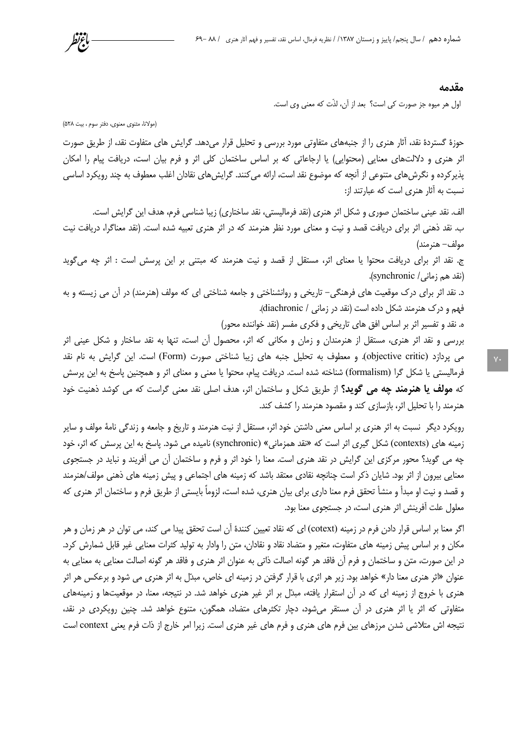## مقدمه

اول هر میوه جز صورت کی است؟ بعد از آن، لذّت که معنی وی است.

(مولانا، مثنوی معنوی، دفتر سوم ، بیت ۵۲۸)

حوزهٔ گستردهٔ نقد، آثار هنری را از جنبه‌های متفاوتی مورد بررسی و تحلیل قرار می‌دهد. گرایش های متفاوت نقد، از طریق صورت اثر هنری و دلالت‌های معنایی (محتوایی) یا ارجاعاتی که بر اساس ساختمان کلی اثر و فرم بیان است، دریافت پیام را امکان پذیرکرده و نگرش‌های متنوعی از آنچه که موضوع نقد است، ارائه می‌کنند. گرایش‌های نقادان اغلب معطوف به چند رویکرد اساسی نسبت به آثار هنری است که عبارتند از:

الف. نقد عینی ساختمان صوری و شکل اثر هنری (نقد فرمالیستی، نقد ساختاری) زیبا شناسی فرم، هدف این گرایش است.

ب. نقد ذهنی اثر برای دریافت قصد و نیت و معنای مورد نظر هنرمند که در اثر هنری تعبیه شده است. (نقد معناگرا، دریافت نیت مولف– هنرمند)

ج. نقد اثر برای دریافت محتوا یا معنای اثر، مستقل از قصد و نیت هنرمند که مبتنی بر این پرسش است : اثر چه می‌گوید (نقد هم زمانی/ synchronic).

د. نقد اثر برای درک موقعیت های فرهنگی– تاریخی و روانشناختی و جامعه شناختی ای که مولف (هنرمند) در آن می زیسته و به فهم و درک هنرمند شکل داده است (نقد در زمانی / diachronic).

ه. نقد و تفسیر اثر بر اساس افق های تاریخی و فکری مفسر (نقد خواننده محور)

بررسی و نقد اثر هنری، مستقل از هنرمندان و زمان و مکانی که اثر، محصول آن است، تنها به نقد ساختار و شکل عینی اثر می پردازد (objective critic). و معطوف به تحلیل جنبه های زیبا شناختی صورت (Form) است. این گرایش به نام نقد فرمالیستی یا شکل گرا (formalism) شناخته شده است. دریافت پیام، محتوا یا معنی و معنای اثر و همچنین پاسخ به این پرسش که **مولف یا هنرمند چه می گوید؟** از طریق شکل و ساختمان اثر، هدف اصلی نقد معنی گراست که می کوشد ذهنیت خود هنرمند را با تحلیل اثر، بازسازی کند و مقصود هنرمند را کشف کند.

رویکرد دیگر نسبت به اثر هنری بر اساس معنی داشتن خود اثر، مستقل از نیت هنرمند و تاریخ و جامعه و زندگی نامهٔ مولف و سایر زمینه های (contexts) شکل گیری اثر است که «نقد همزمانی» (synchronic) نامیده می شود. پاسخ به این پرسش که اثر، خود چه می گوید؟ محور مرکزی این گرایش در نقد هنری است. معنا را خود اثر و فرم و ساختمان آن می آفریند و نباید در جستجوی معنایی بیرون از اثر بود. شایان ذکر است چنانچه نقادی معتقد باشد که زمینه های اجتماعی و پیش زمینه های ذهنی مولف/هنرمند و قصد و نیت او مبدأ و منشأ تحقق فرم معنا داری برای بیان هنری، شده است، لزوماً بایستی از طریق فرم و ساختمان اثر هنری که معلول علت آفرینش اثر هنری است، در جستجوی معنا بود.

اگر معنا بر اساس قرار دادن فرم در زمینه (cotext) ای که نقاد تعیین کنندهٔ آن است تحقق پیدا می کند، می توان در هر زمان و هر مکان و بر اساس پیش زمینه های متفاوت، متغیر و متضاد نقاد و نقادان، متن را وادار به تولید کثرات معنایی غیر قابل شمارش کرد. در این صورت، متن و ساختمان و فرم آن فاقد هر گونه اصالت ذاتی به عنوان اثر هنری و فاقد هر گونه اصالت معنایی به معنایی به عنوان «اثر هنری معنا دار» خواهد بود. زیر هر اثری با قرار گرفتن در زمینه ای خاص، مبدّل به اثر هنری می شود و برعکس هر اثر هنری با خروج از زمینه ای که در آن استقرار یافته، مبدّل بر اثر غیر هنری خواهد شد. در نتیجه، معنا، در موقعیت‌ها و زمینه‌های متفاوتی که اثر یا اثر هنری در آن مستقر می‌شود، دچار تکثرهای متضاد، همگون، متنوع خواهد شد. چنین رویکردی در نقد، نتیجه اش متلاشی شدن مرزهای بین فرم های هنری و فرم های غیر هنری است. زیرا امر خارج از ذات فرم یعنی context است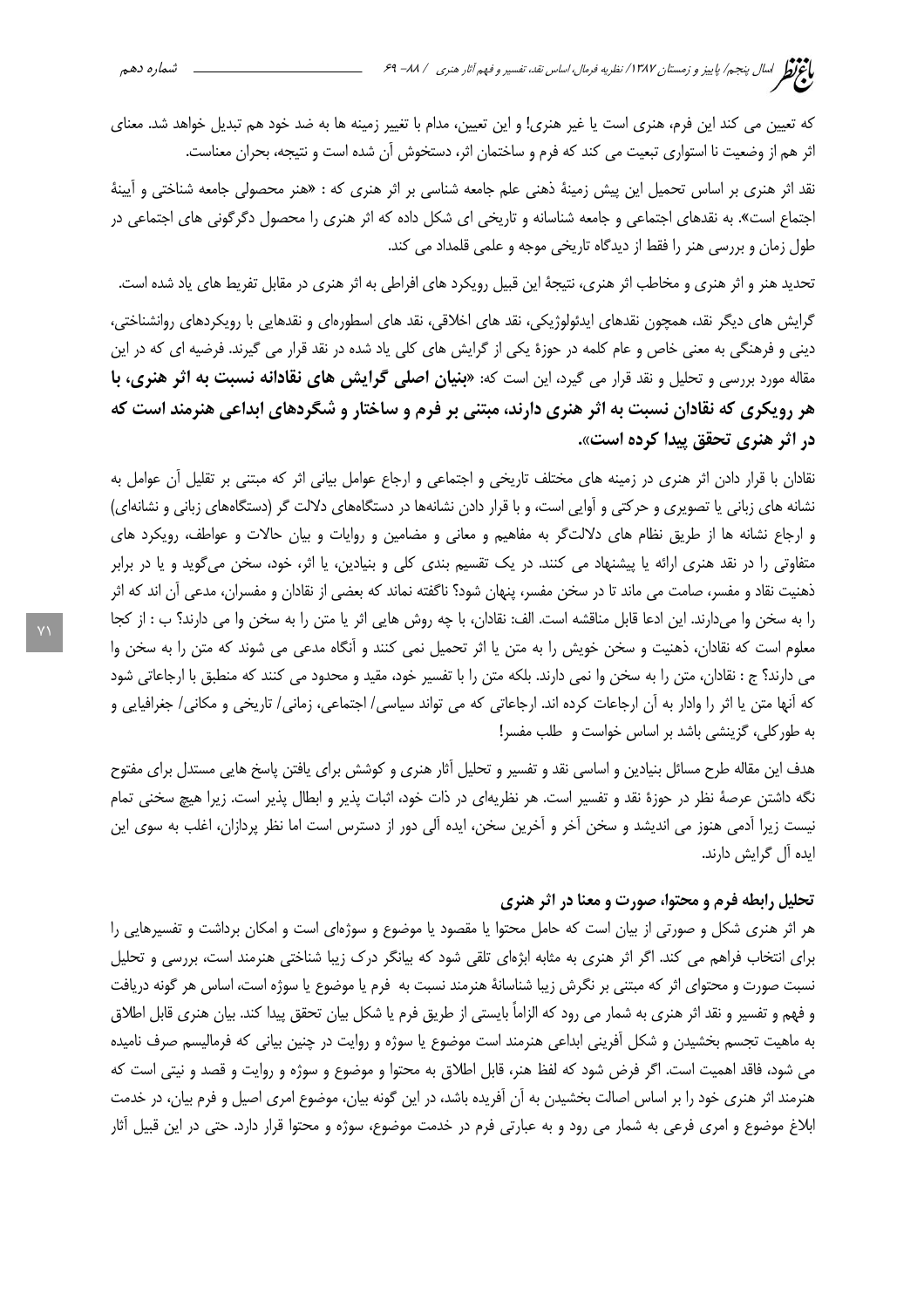که تعیین می کند این فرم، هنری است یا غیر هنری! و این تعیین، مدام با تغییر زمینه ها به ضد خود هم تبدیل خواهد شد. معنای اثر هم از وضعیت نا استواری تبعیت می کند که فرم و ساختمان اثر، دستخوش آن شده است و نتیجه، بحران معناست.

نقد اثر هنری بر اساس تحمیل این پیش زمینۀ ذهنی علم جامعه شناسی بر اثر هنری که : «هنر محصولی جامعه شناختی و آیینۀ اجتماع است». به نقدهای اجتماعی و جامعه شناسانه و تاریخی ای شکل داده که اثر هنری را محصول دگرگونی های اجتماعی در طول زمان و بررسی هنر را فقط از دیدگاه تاریخی موجه و علمی قلمداد می کند.

تحدید هنر و اثر هنری و مخاطب اثر هنری، نتیجۀ این قبیل رویکرد های افراطی به اثر هنری در مقابل تفریط های یاد شده است.

گرایش های دیگر نقد، همچون نقدهای ایدئولوژیکی، نقد های اخلاقی، نقد های اسطوره‌ای و نقدهایی با رویکردهای روانشناختی، دینی و فرهنگی به معنی خاص و عام کلمه در حوزۀ یکی از گرایش های کلی یاد شده در نقد قرار می گیرند. فرضیه ای که در این مقاله مورد بررسی و تحلیل و نقد قرار می گیرد، این است که: «**بنیان اصلی گرایش های نقادانه نسبت به اثر هنری، با هر رویکری که نقادان نسبت به اثر هنری دارند، مبتنی بر فرم و ساختار و شگردهای ابداعی هنرمند است که در اثر هنری تحقق پیدا کرده است**».

نقادان با قرار دادن اثر هنری در زمینه های مختلف تاریخی و اجتماعی و ارجاع عوامل بیانی اثر که مبتنی بر تقلیل آن عوامل به نشانه های زبانی یا تصویری و حرکتی و آوایی است، و با قرار دادن نشانه‌ها در دستگاه‌های دلالت گر (دستگاه‌های زبانی و نشانه‌ای) و ارجاع نشانه ها از طریق نظام های دلالت‌گر به مفاهیم و معانی و مضامین و روایات و بیان حالات و عواطف، رویکرد های متفاوتی را در نقد هنری ارائه یا پیشنهاد می کنند. در یک تقسیم بندی کلی و بنیادین، یا اثر، خود، سخن می‌گوید و یا در برابر ذهنیت نقاد و مفسر، صامت می ماند تا در سخن مفسر، پنهان شود؟ ناگفته نماند که بعضی از نقادان و مفسران، مدعی آن اند که اثر را به سخن وا می‌دارند. این ادعا قابل مناقشه است. الف: نقادان، با چه روش هایی اثر یا متن را به سخن وا می دارند؟ ب : از کجا معلوم است که نقادان، ذهنیت و سخن خویش را به متن یا اثر تحمیل نمی کنند و آنگاه مدعی می شوند که متن را به سخن وا می دارند؟ ج : نقادان، متن را به سخن وا نمی دارند. بلکه متن را با تفسیر خود، مقید و محدود می کنند که منطبق با ارجاعاتی شود که آنها متن یا اثر را وادار به آن ارجاعات کرده اند. ارجاعاتی که می تواند سیاسی/ اجتماعی، زمانی/ تاریخی و مکانی/ جغرافیایی و به طورکلی، گزینشی باشد بر اساس خواست و طلب مفسر!

هدف این مقاله طرح مسائل بنیادین و اساسی نقد و تفسیر و تحلیل آثار هنری و کوشش برای یافتن پاسخ هایی مستدل برای مفتوح نگه داشتن عرصۀ نظر در حوزۀ نقد و تفسیر است. هر نظریه‌ای در ذات خود، اثبات پذیر و ابطال پذیر است. زیرا هیچ سخنی تمام نیست زیرا آدمی هنوز می اندیشد و سخن آخر و آخرین سخن، ایده آلی دور از دسترس است اما نظر پردازان، اغلب به سوی این ایده آل گرایش دارند.

### تحلیل رابطه فرم و محتوا، صورت و معنا در اثر هنری

هر اثر هنری شکل و صورتی از بیان است که حامل محتوا یا مقصود یا موضوع و سوژه‌ای است و امکان برداشت و تفسیرهایی را برای انتخاب فراهم می کند. اگر اثر هنری به مثابه ابژه‌ای تلقی شود که بیانگر درک زیبا شناختی هنرمند است، بررسی و تحلیل نسبت صورت و محتوای اثر که مبتنی بر نگرش زیبا شناسانۀ هنرمند نسبت به فرم یا موضوع یا سوژه است، اساس هر گونه دریافت و فهم و تفسیر و نقد اثر هنری به شمار می رود که الزاماً بایستی از طریق فرم یا شکل بیان تحقق پیدا کند. بیان هنری قابل اطلاق به ماهیت تجسم بخشیدن و شکل آفرینی ابداعی هنرمند است موضوع یا سوژه و روایت در چنین بیانی که فرمالیسم صرف نامیده می شود، فاقد اهمیت است. اگر فرض شود که لفظ هنر، قابل اطلاق به محتوا و موضوع و سوژه و روایت و قصد و نیتی است که هنرمند اثر هنری خود را بر اساس اصالت بخشیدن به آن آفریده باشد، در این گونه بیان، موضوع امری اصیل و فرم بیان، در خدمت ابلاغ موضوع و امری فرعی به شمار می رود و به عبارتی فرم در خدمت موضوع، سوژه و محتوا قرار دارد. حتی در این قبیل آثار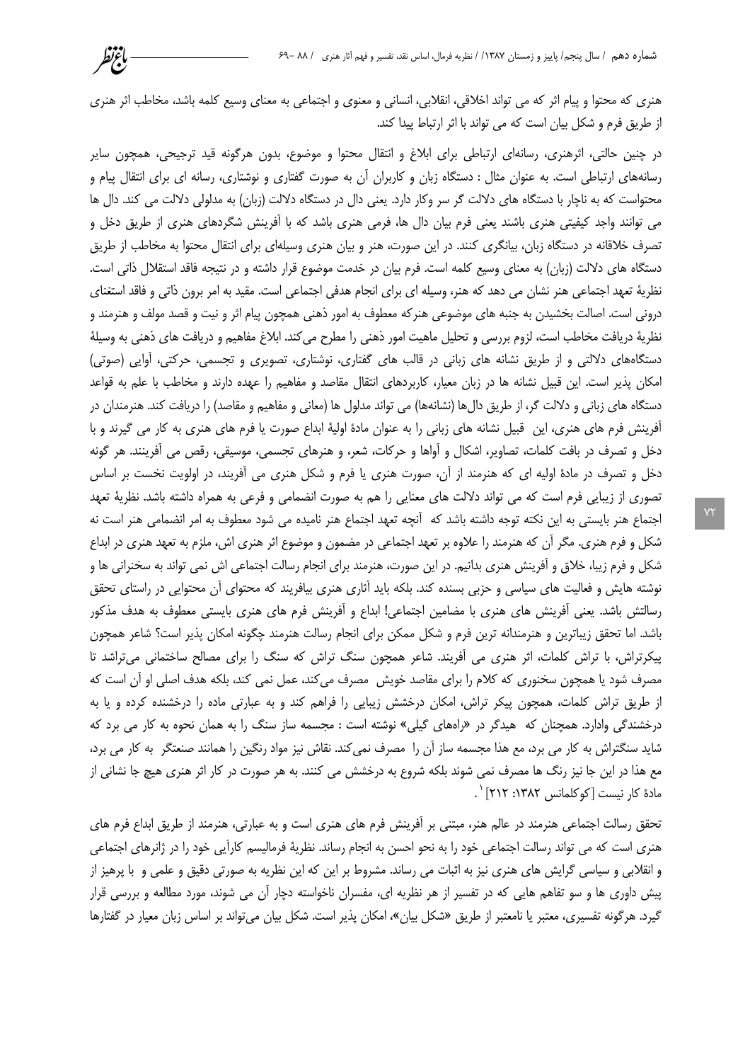هنری که محتوا و پیام اثر که می تواند اخلاقی، انقلابی، انسانی و معنوی و اجتماعی به معنای وسیع کلمه باشد، مخاطب اثر هنری از طریق فرم و شکل بیان است که می تواند با اثر ارتباط پیدا کند.

در چنین حالتی، اثرهنری، رسانه‌ای ارتباطی برای ابلاغ و انتقال محتوا و موضوع، بدون هرگونه قید ترجیحی، همچون سایر رسانه‌های ارتباطی است. به عنوان مثال : دستگاه زبان و کاربران آن به صورت گفتاری و نوشتاری، رسانه ای برای انتقال پیام و محتواست که به ناچار با دستگاه های دلالت گر سر وکار دارد. یعنی دال در دستگاه دلالت (زبان) به مدلولی دلالت می کند. دال ها می توانند واجد کیفیتی هنری باشند یعنی فرم بیان دال ها، فرمی هنری باشد که با آفرینش شگردهای هنری از طریق دخل و تصرف خلاقانه در دستگاه زبان، بیانگری کنند. در این صورت، هنر و بیان هنری وسیله‌ای برای انتقال محتوا به مخاطب از طریق دستگاه های دلالت (زبان) به معنای وسیع کلمه است. فرم بیان در خدمت موضوع قرار داشته و در نتیجه فاقد استقلال ذاتی است. نظریهٔ تعهد اجتماعی هنر نشان می دهد که هنر، وسیله ای برای انجام هدفی اجتماعی است. مقید به امر برون ذاتی و فاقد استغنای درونی است. اصالت بخشیدن به جنبه های موضوعی هنرکه معطوف به امور ذهنی همچون پیام اثر و نیت و قصد مولف و هنرمند و نظریهٔ دریافت مخاطب است، لزوم بررسی و تحلیل ماهیت امور ذهنی را مطرح می‌کند. ابلاغ مفاهیم و دریافت های ذهنی به وسیلهٔ دستگاه‌های دلالتی و از طریق نشانه های زبانی در قالب های گفتاری، نوشتاری، تصویری و تجسمی، حرکتی، آوایی (صوتی) امکان پذیر است. این قبیل نشانه ها در زبان معیار، کاربردهای انتقال مقاصد و مفاهیم را عهده دارند و مخاطب با علم به قواعد دستگاه های زبانی و دلالت گر، از طریق دال‌ها (نشانه‌ها) می تواند مدلول ها (معانی و مفاهیم و مقاصد) را دریافت کند. هنرمندان در آفرینش فرم های هنری، این قبیل نشانه های زبانی را به عنوان مادهٔ اولیهٔ ابداع صورت یا فرم های هنری به کار می گیرند و با دخل و تصرف در بافت کلمات، تصاویر، اشکال و آواها و حرکات، شعر، و هنرهای تجسمی، موسیقی، رقص می آفرینند. هر گونه دخل و تصرف در مادهٔ اولیه ای که هنرمند از آن، صورت هنری یا فرم و شکل هنری می آفریند، در اولویت نخست بر اساس تصوری از زیبایی فرم است که می تواند دلالت های معنایی را هم به صورت انضمامی و فرعی به همراه داشته باشد. نظریهٔ تعهد اجتماع هنر بایستی به این نکته توجه داشته باشد که آنچه تعهد اجتماع هنر نامیده می شود معطوف به امر انضمامی هنر است نه شکل و فرم هنری. مگر آن که هنرمند را علاوه بر تعهد اجتماعی در مضمون و موضوع اثر هنری اش، ملزم به تعهد هنری در ابداع شکل و فرم زیبا، خلاق و آفرینش هنری بدانیم. در این صورت، هنرمند برای انجام رسالت اجتماعی اش نمی تواند به سخنرانی ها و نوشته هایش و فعالیت های سیاسی و حزبی بسنده کند. بلکه باید آثاری هنری بیافریند که محتوای آن محتوایی در راستای تحقق رسالتش باشد. یعنی آفرینش های هنری با مضامین اجتماعی! ابداع و آفرینش فرم های هنری بایستی معطوف به هدف مذکور باشد. اما تحقق زیباترین و هنرمندانه ترین فرم و شکل ممکن برای انجام رسالت هنرمند چگونه امکان پذیر است؟ شاعر همچون پیکرتراش، با تراش کلمات، اثر هنری می آفریند. شاعر همچون سنگ تراش که سنگ را برای مصالح ساختمانی می‌تراشد تا مصرف شود یا همچون سخنوری که کلام را برای مقاصد خویش مصرف می‌کند، عمل نمی کند، بلکه هدف اصلی او آن است که از طریق تراش کلمات، همچون پیکر تراش، امکان درخشش زیبایی را فراهم کند و به عبارتی ماده را درخشنده کرده و یا به درخشندگی وادارد. همچنان که هیدگر در «راه‌های گیلی» نوشته است : مجسمه ساز سنگ را به همان نحوه به کار می برد که شاید سنگتراش به کار می برد، مع هذا مجسمه ساز آن را مصرف نمی‌کند. نقاش نیز مواد رنگین را همانند صنعتگر به کار می برد، مع هذا در این جا نیز رنگ ها مصرف نمی شوند بلکه شروع به درخشش می کنند. به هر صورت در کار اثر هنری هیچ جا نشانی از مادهٔ کار نیست [کوکلمانس ۱۳۸۲: ۲۱۲] [1].

تحقق رسالت اجتماعی هنرمند در عالم هنر، مبتنی بر آفرینش فرم های هنری است و به عبارتی، هنرمند از طریق ابداع فرم های هنری است که می تواند رسالت اجتماعی خود را به نحو احسن به انجام رساند. نظریهٔ فرمالیسم کارآیی خود را در ژانرهای اجتماعی و انقلابی و سیاسی گرایش های هنری نیز به اثبات می رساند. مشروط بر این که این نظریه به صورتی دقیق و علمی و با پرهیز از پیش داوری ها و سو تفاهم هایی که در تفسیر از هر نظریه ای، مفسران ناخواسته دچار آن می شوند، مورد مطالعه و بررسی قرار گیرد. هرگونه تفسیری، معتبر یا نامعتبر از طریق «شکل بیان»، امکان پذیر است. شکل بیان می‌تواند بر اساس زبان معیار در گفتارها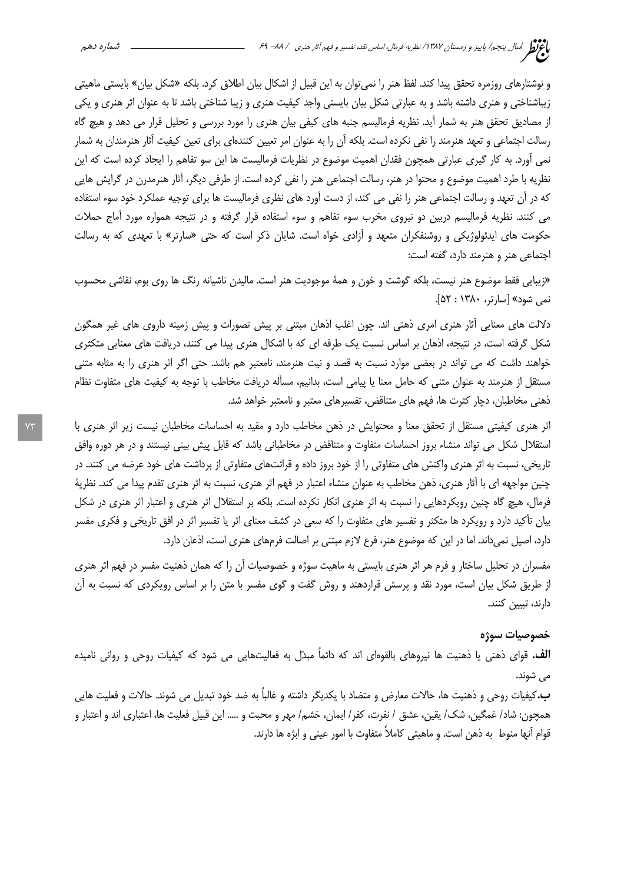و نوشتارهای روزمره تحقق پیدا کند. لفظ هنر را نمی‌توان به این قبیل از اشکال بیان اطلاق کرد. بلکه «شکل بیان» بایستی ماهیتی زیباشناختی و هنری داشته باشد و به عبارتی شکل بیان بایستی واجد کیفیت هنری و زیبا شناختی باشد تا به عنوان اثر هنری و یکی از مصادیق تحقق هنر به شمار آید. نظریه فرمالیسم جنبه های کیفی بیان هنری را مورد بررسی و تحلیل قرار می دهد و هیچ گاه رسالت اجتماعی و تعهد هنرمند را نفی نکرده است. بلکه آن را به عنوان امر تعیین کننده‌ای برای تعین کیفیت آثار هنرمندان به شمار نمی آورد. به کار گیری عبارتی همچون فقدان اهمیت موضوع در نظریات فرمالیست ها این سو تفاهم را ایجاد کرده است که این نظریه با طرد اهمیت موضوع و محتوا در هنر، رسالت اجتماعی هنر را نفی کرده است. از طرفی دیگر، آثار هنرمدرن در گرایش هایی که در آن تعهد و رسالت اجتماعی هنر را نفی می کند، از دست آورد های نظری فرمالیست ها برای توجیه عملکرد خود سوء استفاده می کنند. نظریه فرمالیسم دربین دو نیروی مخرب سوء تفاهم و سوء استفاده قرار گرفته و در نتیجه همواره مورد آماج حملات حکومت های ایدئولوژیکی و روشنفکران متعهد و آزادی خواه است. شایان ذکر است که حتی «سارتر» با تعهدی که به رسالت اجتماعی هنر و هنرمند دارد، گفته است:

«زیبایی فقط موضوع هنر نیست، بلکه گوشت و خون و همهٔ موجودیت هنر است. مالیدن ناشیانه رنگ ها روی بوم، نقاشی محسوب نمی شود» [سارتر، ۱۳۸۰ : ۵۲].

دلالت های معنایی آثار هنری امری ذهنی اند. چون اغلب اذهان مبتنی بر پیش تصورات و پیش زمینه داروی های غیر همگون شکل گرفته است، در نتیجه، اذهان بر اساس نسبت یک طرفه ای که با اشکال هنری پیدا می کنند، دریافت های معنایی متکثری خواهند داشت که می تواند در بعضی موارد نسبت به قصد و نیت هنرمند، نامعتبر هم باشد. حتی اگر اثر هنری را به مثابه متنی مستقل از هنرمند به عنوان متنی که حامل معنا یا پیامی است، بدانیم، مسأله دریافت مخاطب با توجه به کیفیت های متفاوت نظام ذهنی مخاطبان، دچار کثرت ها، فهم های متناقض، تفسیرهای معتبر و نامعتبر خواهد شد.

اثر هنری کیفیتی مستقل از تحقق معنا و محتوایش در ذهن مخاطب دارد و مقید به احساسات مخاطبان نیست زیر اثر هنری با استقلال شکل می تواند منشاء بروز احساسات متفاوت و متناقض در مخاطبانی باشد که قابل پیش بینی نیستند و در هر دوره وافق تاریخی، نسبت به اثر هنری واکنش های متفاوتی را از خود بروز داده و قرائت‌های متفاوتی از برداشت های خود عرضه می کنند. در چنین مواجهه ای با آثار هنری، ذهن مخاطب به عنوان منشاء اعتبار در فهم اثر هنری، نسبت به اثر هنری تقدم پیدا می کند. نظریهٔ فرمال، هیچ گاه چنین رویکردهایی را نسبت به اثر هنری انکار نکرده است. بلکه بر استقلال اثر هنری و اعتبار اثر هنری در شکل بیان تأکید دارد و رویکرد ها متکثر و تفسیر های متفاوت را که سعی در کشف معنای اثر یا تفسیر اثر در افق تاریخی و فکری مفسر دارد، اصیل نمی‌داند. اما در این که موضوع هنر، فرع لازم مبتنی بر اصالت فرمهای هنری است، اذعان دارد.

مفسران در تحلیل ساختار و فرم هر اثر هنری بایستی به ماهیت سوژه و خصوصیات آن را که همان ذهنیت مفسر در فهم اثر هنری از طریق شکل بیان است، مورد نقد و پرسش قراردهند و روش گفت و گوی مفسر با متن را بر اساس رویکردی که نسبت به آن دارند، تبیین کنند.

### خصوصیات سوژه

**الف.** قوای ذهنی یا ذهنیت ها نیروهای بالقوه‌ای اند که دائماً مبدّل به فعالیت‌هایی می شود که کیفیات روحی و روانی نامیده می شوند.

**ب.** کیفیات روحی و ذهنیت ها، حالات معارض و متضاد با یکدیگر داشته و غالباً به ضد خود تبدیل می شوند. حالات و فعلیت هایی همچون: شاد/ غمگین، شک/ یقین، عشق / نفرت، کفر/ ایمان، خشم/ مهر و محبت و ..... این قبیل فعلیت ها، اعتباری اند و اعتبار و قوام آنها منوط به ذهن است. و ماهیتی کاملاً متفاوت با امور عینی و ابژه ها دارند.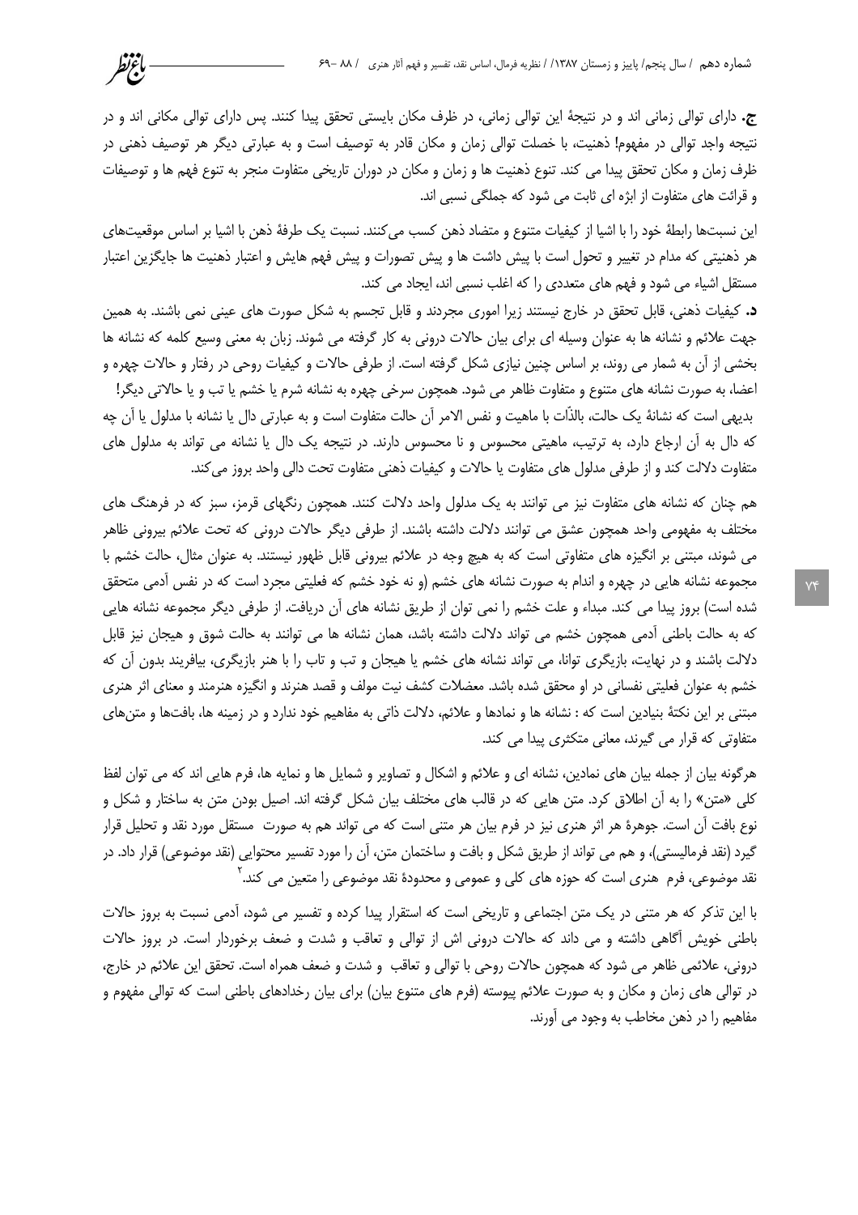**ج.** دارای توالی زمانی اند و در نتیجهٔ این توالی زمانی، در ظرف مکان بایستی تحقق پیدا کنند. پس دارای توالی مکانی اند و در نتیجه واجد توالی در مفهوم! ذهنیت، با خصلت توالی زمان و مکان قادر به توصیف است و به عبارتی دیگر هر توصیف ذهنی در ظرف زمان و مکان تحقق پیدا می کند. تنوع ذهنیت ها و زمان و مکان در دوران تاریخی متفاوت منجر به تنوع فهم ها و توصیفات و قرائت های متفاوت از ابژه ای ثابت می شود که جملگی نسبی اند.

این نسبت‌ها رابطهٔ خود را با اشیا از کیفیات متنوع و متضاد ذهن کسب می‌کنند. نسبت یک طرفهٔ ذهن با اشیا بر اساس موقعیت‌های هر ذهنیتی که مدام در تغییر و تحول است با پیش داشت ها و پیش تصورات و پیش فهم هایش و اعتبار ذهنیت ها جایگزین اعتبار مستقل اشیاء می شود و فهم های متعددی را که اغلب نسبی اند، ایجاد می کند.

**د.** کیفیات ذهنی، قابل تحقق در خارج نیستند زیرا اموری مجردند و قابل تجسم به شکل صورت های عینی نمی باشند. به همین جهت علائم و نشانه ها به عنوان وسیله ای برای بیان حالات درونی به کار گرفته می شوند. زبان به معنی وسیع کلمه که نشانه ها بخشی از آن به شمار می روند، بر اساس چنین نیازی شکل گرفته است. از طرفی حالات و کیفیات روحی در رفتار و حالات چهره و اعضا، به صورت نشانه های متنوع و متفاوت ظاهر می شود. همچون سرخی چهره به نشانه شرم یا خشم یا تب و یا حالاتی دیگر!

بدیهی است که نشانهٔ یک حالت، بالذّات با ماهیت و نفس الامر آن حالت متفاوت است و به عبارتی دال یا نشانه با مدلول یا آن چه که دال به آن ارجاع دارد، به ترتیب، ماهیتی محسوس و نا محسوس دارند. در نتیجه یک دال یا نشانه می تواند به مدلول های متفاوت دلالت کند و از طرفی مدلول های متفاوت یا حالات و کیفیات ذهنی متفاوت تحت دالی واحد بروز می‌کند.

هم چنان که نشانه های متفاوت نیز می توانند به یک مدلول واحد دلالت کنند. همچون رنگهای قرمز، سبز که در فرهنگ های مختلف به مفهومی واحد همچون عشق می توانند دلالت داشته باشند. از طرفی دیگر حالات درونی که تحت علائم بیرونی ظاهر می شوند، مبتنی بر انگیزه های متفاوتی است که به هیچ وجه در علائم بیرونی قابل ظهور نیستند. به عنوان مثال، حالت خشم با مجموعه نشانه هایی در چهره و اندام به صورت نشانه های خشم (و نه خود خشم که فعلیتی مجرد است که در نفس آدمی متحقق شده است) بروز پیدا می کند. مبداء و علت خشم را نمی توان از طریق نشانه های آن دریافت. از طرفی دیگر مجموعه نشانه هایی که به حالت باطنی آدمی همچون خشم می تواند دلالت داشته باشد، همان نشانه ها می توانند به حالت شوق و هیجان نیز قابل دلالت باشند و در نهایت، بازیگری توانا، می تواند نشانه های خشم یا هیجان و تب و تاب را با هنر بازیگری، بیافریند بدون آن که خشم به عنوان فعلیتی نفسانی در او محقق شده باشد. معضلات کشف نیت مولف و قصد هنرند و انگیزه هنرمند و معنای اثر هنری مبتنی بر این نکتهٔ بنیادین است که : نشانه ها و نمادها و علائم، دلالت ذاتی به مفاهیم خود ندارد و در زمینه ها، بافت‌ها و متن‌های متفاوتی که قرار می گیرند، معانی متکثری پیدا می کند.

هرگونه بیان از جمله بیان های نمادین، نشانه ای و علائم و اشکال و تصاویر و شمایل ها و نمایه ها، فرم هایی اند که می توان لفظ کلی «متن» را به آن اطلاق کرد. متن هایی که در قالب های مختلف بیان شکل گرفته اند. اصیل بودن متن به ساختار و شکل و نوع بافت آن است. جوهرهٔ هر اثر هنری نیز در فرم بیان هر متنی است که می تواند هم به صورت مستقل مورد نقد و تحلیل قرار گیرد (نقد فرمالیستی)، و هم می تواند از طریق شکل و بافت و ساختمان متن، آن را مورد تفسیر محتوایی (نقد موضوعی) قرار داد. در نقد موضوعی، فرم هنری است که حوزه های کلی و عمومی و محدودهٔ نقد موضوعی را متعین می کند.[2]

با این تذکر که هر متنی در یک متن اجتماعی و تاریخی است که استقرار پیدا کرده و تفسیر می شود، آدمی نسبت به بروز حالات باطنی خویش آگاهی داشته و می داند که حالات درونی اش از توالی و تعاقب و شدت و ضعف برخوردار است. در بروز حالات درونی، علائمی ظاهر می شود که همچون حالات روحی با توالی و تعاقب و شدت و ضعف همراه است. تحقق این علائم در خارج، در توالی های زمان و مکان و به صورت علائم پیوسته (فرم های متنوع بیان) برای بیان رخدادهای باطنی است که توالی مفهوم و مفاهیم را در ذهن مخاطب به وجود می آورند.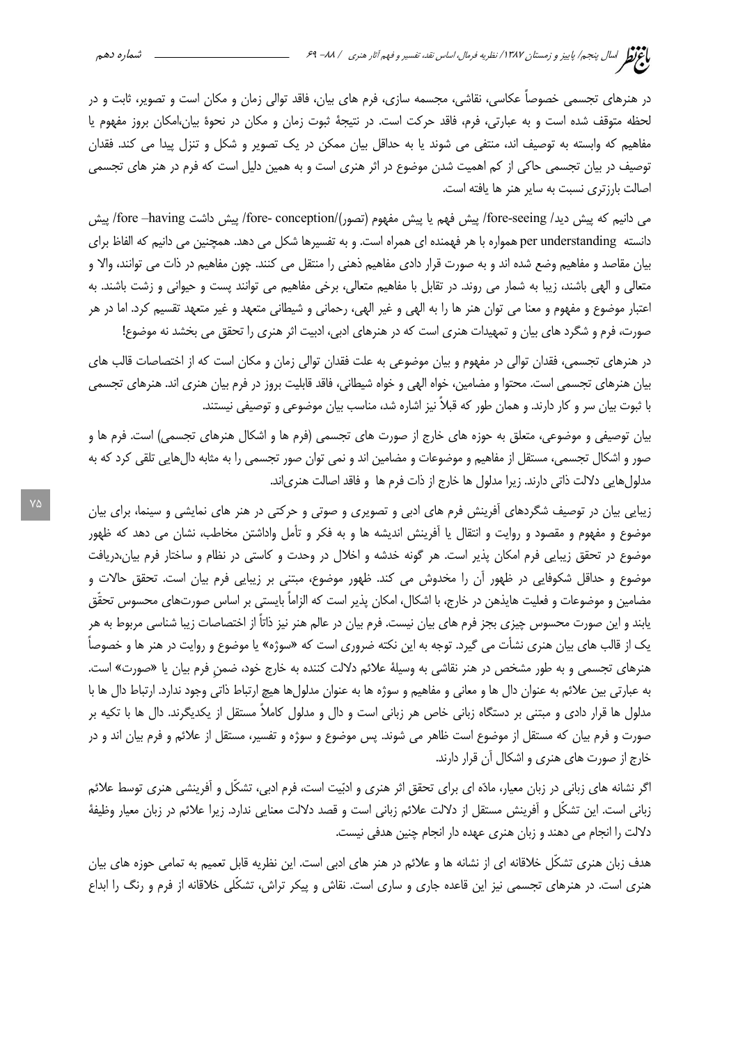در هنرهای تجسمی خصوصاً عکاسی، نقاشی، مجسمه سازی، فرم های بیان، فاقد توالی زمان و مکان است و تصویر، ثابت و در لحظه متوقف شده است و به عبارتی، فرم، فاقد حرکت است. در نتیجهٔ ثبوت زمان و مکان در نحوهٔ بیان،امکان بروز مفهوم یا مفاهیم که وابسته به توصیف اند، منتفی می شوند یا به حداقل بیان ممکن در یک تصویر و شکل و تنزل پیدا می کند. فقدان توصیف در بیان تجسمی حاکی از کم اهمیت شدن موضوع در اثر هنری است و به همین دلیل است که فرم در هنر های تجسمی اصالت بارزتری نسبت به سایر هنر ها یافته است.

می دانیم که پیش دید/ fore-seeing/ پیش فهم یا پیش مفهوم (تصور)/fore- conception/ پیش داشت fore –having/ پیش دانسته per understanding همواره با هر فهمنده ای همراه است. و به تفسیرها شکل می دهد. همچنین می دانیم که الفاظ برای بیان مقاصد و مفاهیم وضع شده اند و به صورت قرار دادی مفاهیم ذهنی را منتقل می کنند. چون مفاهیم در ذات می توانند، والا و متعالی و الهی باشند، زیبا به شمار می روند. در تقابل با مفاهیم متعالی، برخی مفاهیم می توانند پست و حیوانی و زشت باشند. به اعتبار موضوع و مفهوم و معنا می توان هنر ها را به الهی و غیر الهی، رحمانی و شیطانی متعهد و غیر متعهد تقسیم کرد. اما در هر صورت، فرم و شگرد های بیان و تمهیدات هنری است که در هنرهای ادبی، ادبیت اثر هنری را تحقق می بخشد نه موضوع!

در هنرهای تجسمی، فقدان توالی در مفهوم و بیان موضوعی به علت فقدان توالی زمان و مکان است که از اختصاصات قالب های بیان هنرهای تجسمی است. محتوا و مضامین، خواه الهی و خواه شیطانی، فاقد قابلیت بروز در فرم بیان هنری اند. هنرهای تجسمی با ثبوت بیان سر و کار دارند. و همان طور که قبلاً نیز اشاره شد، مناسب بیان موضوعی و توصیفی نیستند.

بیان توصیفی و موضوعی، متعلق به حوزه های خارج از صورت های تجسمی (فرم ها و اشکال هنرهای تجسمی) است. فرم ها و صور و اشکال تجسمی، مستقل از مفاهیم و موضوعات و مضامین اند و نمی توان صور تجسمی را به مثابه دال‌هایی تلقی کرد که به مدلول‌هایی دلالت ذاتی دارند. زیرا مدلول ها خارج از ذات فرم ها و فاقد اصالت هنری‌اند.

زیبایی بیان در توصیف شگردهای آفرینش فرم های ادبی و تصویری و صوتی و حرکتی در هنر های نمایشی و سینما، برای بیان موضوع و مفهوم و مقصود و روایت و انتقال یا آفرینش اندیشه ها و به فکر و تأمل واداشتن مخاطب، نشان می دهد که ظهور موضوع در تحقق زیبایی فرم امکان پذیر است. هر گونه خدشه و اخلال در وحدت و کاستی در نظام و ساختار فرم بیان،دریافت موضوع و حداقل شکوفایی در ظهور آن را مخدوش می کند. ظهور موضوع، مبتنی بر زیبایی فرم بیان است. تحقق حالات و مضامین و موضوعات و فعلیت هایذهن در خارج، با اشکال، امکان پذیر است که الزاماً بایستی بر اساس صورت‌های محسوس تحقّق یابند و این صورت محسوس چیزی بجز فرم های بیان نیست. فرم بیان در عالم هنر نیز ذاتاً از اختصاصات زیبا شناسی مربوط به هر یک از قالب های بیان هنری نشأت می گیرد. توجه به این نکته ضروری است که «سوژه» یا موضوع و روایت در هنر ها و خصوصاً هنرهای تجسمی و به طور مشخص در هنر نقاشی به وسیلهٔ علائم دلالت کننده به خارج خود، ضمن فرم بیان یا «صورت» است. به عبارتی بین علائم به عنوان دال ها و معانی و مفاهیم و سوژه ها به عنوان مدلول‌ها هیچ ارتباط ذاتی وجود ندارد. ارتباط دال ها با مدلول ها قرار دادی و مبتنی بر دستگاه زبانی خاص هر زبانی است و دال و مدلول کاملاً مستقل از یکدیگرند. دال ها با تکیه بر صورت و فرم بیان که مستقل از موضوع است ظاهر می شوند. پس موضوع و سوژه و تفسیر، مستقل از علائم و فرم بیان اند و در خارج از صورت های هنری و اشکال آن قرار دارند.

اگر نشانه های زبانی در زبان معیار، مادّه ای برای تحقق اثر هنری و ادبیّت است، فرم ادبی، تشکّل و آفرینشی هنری توسط علائم زبانی است. این تشکّل و آفرینش مستقل از دلالت علائم زبانی است و قصد دلالت معنایی ندارد. زیرا علائم در زبان معیار وظیفهٔ دلالت را انجام می دهند و زبان هنری عهده دار انجام چنین هدفی نیست.

هدف زبان هنری تشکّل خلاقانه ای از نشانه ها و علائم در هنر های ادبی است. این نظریه قابل تعمیم به تمامی حوزه های بیان هنری است. در هنرهای تجسمی نیز این قاعده جاری و ساری است. نقاش و پیکر تراش، تشکّلی خلاقانه از فرم و رنگ را ابداع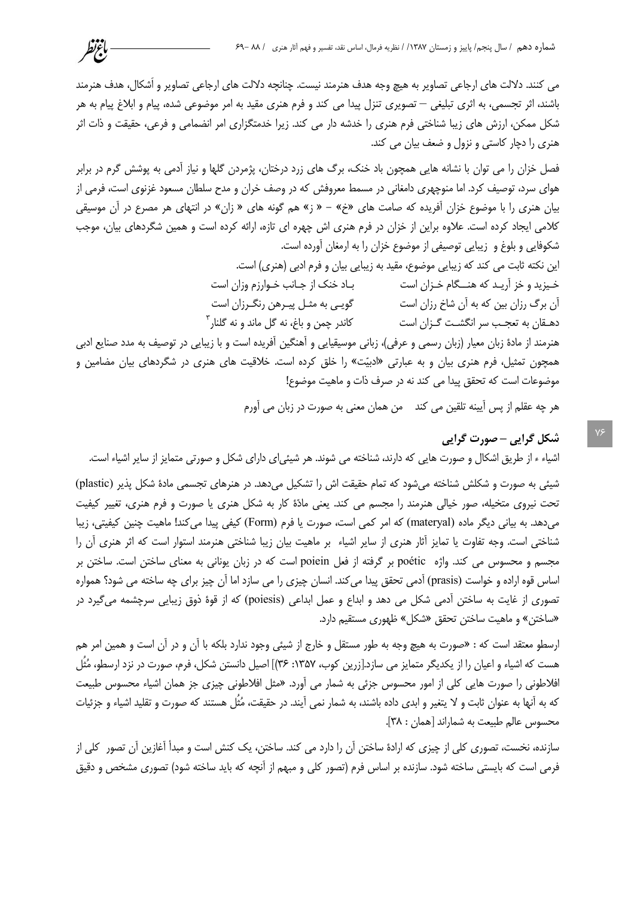می کنند. دلالت های ارجاعی تصاویر به هیچ وجه هدف هنرمند نیست. چنانچه دلالت های ارجاعی تصاویر و اَشکال، هدف هنرمند باشند، اثر تجسمی، به اثری تبلیغی – تصویری تنزل پیدا می کند و فرم هنری مقید به امر موضوعی شده، پیام و ابلاغ پیام به هر شکل ممکن، ارزش های زیبا شناختی فرم هنری را خدشه دار می کند. زیرا خدمتگزاری امر انضمامی و فرعی، حقیقت و ذات اثر هنری را دچار کاستی و نزول و ضعف بیان می کند.

فصل خزان را می توان با نشانه هایی همچون باد خنک، برگ های زرد درختان، پژمردن گلها و نیاز آدمی به پوشش گرم در برابر هوای سرد، توصیف کرد. اما منوچهری دامغانی در مسمط معروفش که در وصف خزان و مدح سلطان مسعود غزنوی است، فرمی از بیان هنری را با موضوع خزان آفریده که صامت های «خ» – « ز» هم گونه های « زان» در انتهای هر مصرع در آن موسیقی کلامی ایجاد کرده است. علاوه براین از خزان در فرم هنری اش چهره ای تازه، ارائه کرده است و همین شگردهای بیان، موجب شکوفایی و بلوغ و زیبایی توصیفی از موضوع خزان را به ارمغان آورده است.

این نکته ثابت می کند که زیبایی موضوع، مقید به زیبایی بیان و فرم ادبی (هنری) است.

خـیزید و خز آریـد که هنــگام خـزان است　　بـاد خنک از جـانب خـوارزم وزان است

آن برگ رزان بین که به آن شاخ رزان است　　گویـی به مثـل پیـرهن رنگـرزان است

دهـقان به تعجـب سر انگشـت گـزان است　　کاندر چمن و باغ، نه گل ماند و نه گلنار[۳]

هنرمند از مادهٔ زبان معیار (زبان رسمی و عرفی)، زبانی موسیقیایی و آهنگین آفریده است و با زیبایی در توصیف به مدد صنایع ادبی همچون تمثیل، فرم هنری بیان و به عبارتی «ادبیّت» را خلق کرده است. خلاقیت های هنری در شگردهای بیان مضامین و موضوعات است که تحقق پیدا می کند نه در صرف ذات و ماهیت موضوع!

هر چه عقلم از پس آیینه تلقین می کند　　من همان معنی به صورت در زبان می آورم

## شکل گرایی – صورت گرایی

اشیاء از طریق اشکال و صورت هایی که دارند، شناخته می شوند. هر شیئی‌ای دارای شکل و صورتی متمایز از سایر اشیاء است.

شیئی به صورت و شکلش شناخته می‌شود که تمام حقیقت اش را تشکیل می‌دهد. در هنرهای تجسمی مادهٔ شکل پذیر (plastic) تحت نیروی متخیله، صور خیالی هنرمند را مجسم می کند. یعنی مادهٔ کار به شکل هنری یا صورت و فرم هنری، تغییر کیفیت می‌دهد. به بیانی دیگر ماده (materyal) که امر کمی است، صورت یا فرم (Form) کیفی پیدا می‌کند! ماهیت چنین کیفیتی، زیبا شناختی است. وجه تفاوت یا تمایز آثار هنری از سایر اشیاء بر ماهیت بیان زیبا شناختی هنرمند استوار است که اثر هنری آن را مجسم و محسوس می کند. واژه poétic بر گرفته از فعل poiein است که در زبان یونانی به معنای ساختن است. ساختن بر اساس قوه اراده و خواست (prasis) آدمی تحقق پیدا می‌کند. انسان چیزی را می سازد اما آن چیز برای چه ساخته می شود؟ همواره تصوری از غایت به ساختن آدمی شکل می دهد و ابداع و عمل ابداعی (poiesis) که از قوهٔ ذوق زیبایی سرچشمه می‌گیرد در «ساختن» و ماهیت ساختن تحقق «شکل» ظهوری مستقیم دارد.

ارسطو معتقد است که : «صورت به هیچ وجه به طور مستقل و خارج از شیئی وجود ندارد بلکه با آن و در آن است و همین امر هم هست که اشیاء و اعیان را از یکدیگر متمایز می سازد.[زرین کوب، ۱۳۵۷: ۳۶)] اصیل دانستن شکل، فرم، صورت در نزد ارسطو، مُثُل افلاطونی را صورت هایی کلی از امور محسوس جزئی به شمار می آورد. «مثل افلاطونی چیزی جز همان اشیاء محسوس طبیعت که به آنها به عنوان ثابت و لا یتغیر و ابدی داده باشند، به شمار نمی آیند. در حقیقت، مُثُل هستند که صورت و تقلید اشیاء و جزئیات محسوس عالم طبیعت به شماراند [همان : ۳۸].

سازنده، نخست، تصوری کلی از چیزی که ارادهٔ ساختن آن را دارد می کند. ساختن، یک کنش است و مبدأ آغازین آن تصور کلی از فرمی است که بایستی ساخته شود. سازنده بر اساس فرم (تصور کلی و مبهم از آنچه که باید ساخته شود) تصوری مشخص و دقیق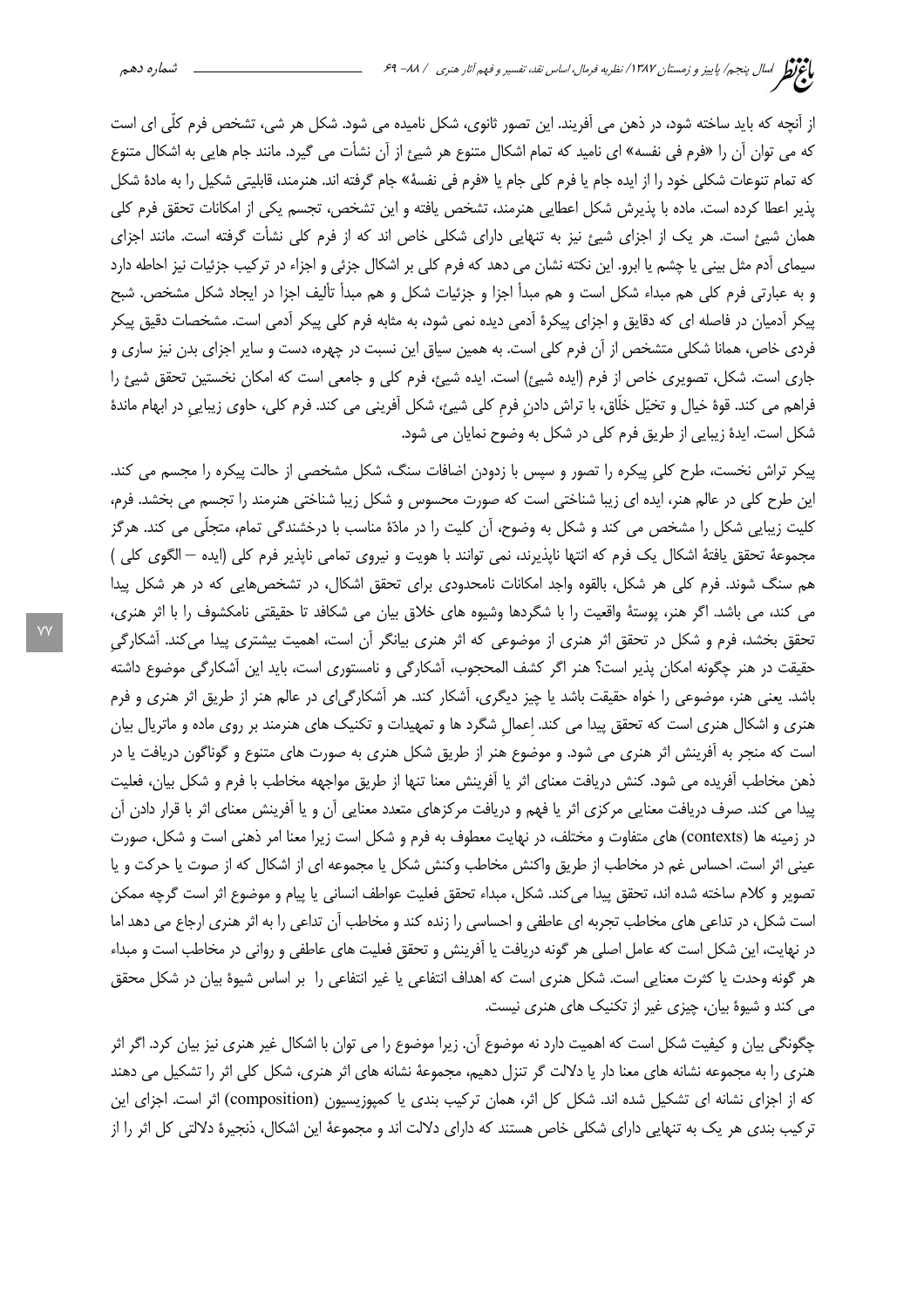از آنچه که باید ساخته شود، در ذهن می آفریند. این تصور ثانوی، شکل نامیده می شود. شکل هر شی، تشخص فرم کلّی ای است که می توان آن را «فرم فی نفسه» ای نامید که تمام اشکال متنوع هر شیئ از آن نشأت می گیرد. مانند جام هایی به اشکال متنوع که تمام تنوعات شکلی خود را از ایده جام یا فرم کلی جام یا «فرم فی نفسهٔ» جام گرفته اند. هنرمند، قابلیتی شکیل را به مادهٔ شکل پذیر اعطا کرده است. ماده با پذیرش شکل اعطایی هنرمند، تشخص یافته و این تشخص، تجسم یکی از امکانات تحقق فرم کلی همان شیئ است. هر یک از اجزای شیئ نیز به تنهایی دارای شکلی خاص اند که از فرم کلی نشأت گرفته است. مانند اجزای سیمای آدم مثل بینی یا چشم یا ابرو. این نکته نشان می دهد که فرم کلی بر اشکال جزئی و اجزاء در ترکیب جزئیات نیز احاطه دارد و به عبارتی فرم کلی هم مبداء شکل است و هم مبدأ اجزا و جزئیات شکل و هم مبدأ تألیف اجزا در ایجاد شکل مشخص. شبح پیکر آدمیان در فاصله ای که دقایق و اجزای پیکرهٔ آدمی دیده نمی شود، به مثابه فرم کلی پیکر آدمی است. مشخصات دقیق پیکر فردی خاص، همانا شکلی متشخص از آن فرم کلی است. به همین سیاق این نسبت در چهره، دست و سایر اجزای بدن نیز ساری و جاری است. شکل، تصویری خاص از فرم (ایده شیئ) است. ایده شیئ، فرم کلی و جامعی است که امکان نخستین تحقق شیئ را فراهم می کند. قوهٔ خیال و تخیّل خلّاق، با تراش دادنِ فرمِ کلی شیئ، شکل آفرینی می کند. فرم کلی، حاوی زیباییِ در ابهام ماندهٔ شکل است. ایدهٔ زیبایی از طریق فرم کلی در شکل به وضوح نمایان می شود.

پیکر تراش نخست، طرح کلیِ پیکره را تصور و سپس با زدودن اضافات سنگ، شکل مشخصی از حالت پیکره را مجسم می کند. این طرح کلی در عالم هنر، ایده ای زیبا شناختی است که صورت محسوس و شکل زیبا شناختی هنرمند را تجسم می بخشد. فرم، کلیت زیبایی شکل را مشخص می کند و شکل به وضوح، آن کلیت را در مادهٔ مناسب با درخشندگی تمام، متجلّی می کند. هرگز مجموعهٔ تحقق یافتهٔ اشکال یک فرم که انتها ناپذیرند، نمی توانند با هویت و نیروی تمامی ناپذیر فرم کلی (ایده – الگوی کلی ) هم سنگ شوند. فرم کلی هر شکل، بالقوه واجد امکانات نامحدودی برای تحقق اشکال، در تشخص‌هایی که در هر شکل پیدا می کند، می باشد. اگر هنر، پوستهٔ واقعیت را با شگردها وشیوه های خلاق بیان می شکافد تا حقیقتی نامکشوف را با اثر هنری، تحقق بخشد، فرم و شکل در تحقق اثر هنری از موضوعی که اثر هنری بیانگر آن است، اهمیت بیشتری پیدا می‌کند. آشکارگیِ حقیقت در هنر چگونه امکان پذیر است؟ هنر اگر کشف المحجوب، آشکارگی و نامستوری است، باید این آشکارگی موضوع داشته باشد. یعنی هنر، موضوعی را خواه حقیقت باشد یا چیز دیگری، آشکار کند. هر آشکارگی‌ای در عالم هنر از طریق اثر هنری و فرم هنری و اشکال هنری است که تحقق پیدا می کند. اِعمالِ شگرد ها و تمهیدات و تکنیک های هنرمند بر روی ماده و ماتریال بیان است که منجر به آفرینش اثر هنری می شود. و موضوع هنر از طریق شکل هنری به صورت های متنوع و گوناگون دریافت یا در ذهن مخاطب آفریده می شود. کنش دریافت معنای اثر یا آفرینش معنا تنها از طریق مواجهه مخاطب با فرم و شکل بیان، فعلیت پیدا می کند. صرف دریافت معنایی مرکزی اثر یا فهم و دریافت مرکزهای متعدد معنایی آن و یا آفرینش معنای اثر با قرار دادن آن در زمینه ها (contexts) های متفاوت و مختلف، در نهایت معطوف به فرم و شکل است زیرا معنا امر ذهنی است و شکل، صورت عینی اثر است. احساس غم در مخاطب از طریق واکنش مخاطب وکنش شکل یا مجموعه ای از اشکال که از صوت یا حرکت و یا تصویر و کلام ساخته شده اند، تحقق پیدا می‌کند. شکل، مبداء تحقق فعلیت عواطف انسانی یا پیام و موضوع اثر است گرچه ممکن است شکل، در تداعی های مخاطب تجربه ای عاطفی و احساسی را زنده کند و مخاطب آن تداعی را به اثر هنری ارجاع می دهد اما در نهایت، این شکل است که عامل اصلی هر گونه دریافت یا آفرینش و تحقق فعلیت های عاطفی و روانی در مخاطب است و مبداء هر گونه وحدت یا کثرت معنایی است. شکل هنری است که اهداف انتفاعی یا غیر انتفاعی را بر اساس شیوهٔ بیان در شکل محقق می کند و شیوهٔ بیان، چیزی غیر از تکنیک های هنری نیست.

چگونگی بیان و کیفیت شکل است که اهمیت دارد نه موضوع آن. زیرا موضوع را می توان با اشکال غیر هنری نیز بیان کرد. اگر اثر هنری را به مجموعه نشانه های معنا دار یا دلالت گر تنزل دهیم، مجموعهٔ نشانه های اثر هنری، شکل کلی اثر را تشکیل می دهند که از اجزای نشانه ای تشکیل شده اند. شکل کل اثر، همان ترکیب بندی یا کمپوزیسیون (composition) اثر است. اجزای این ترکیب بندی هر یک به تنهایی دارای شکلی خاص هستند که دارای دلالت اند و مجموعهٔ این اشکال، ذنجیرهٔ دلالتی کل اثر را از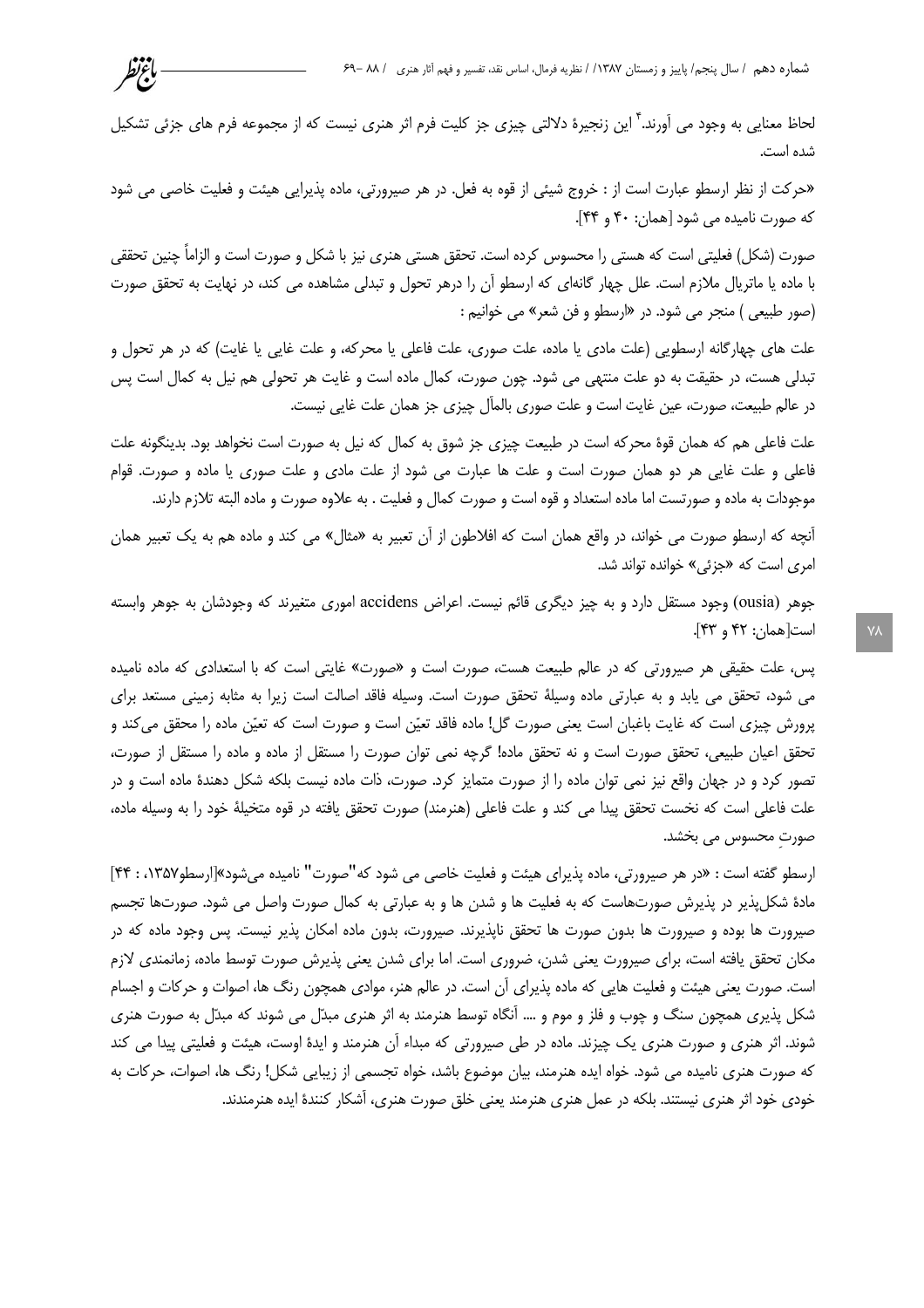لحاظ معنایی به وجود می آورند.[4] این زنجیرۀ دلالتی چیزی جز کلیت فرم اثر هنری نیست که از مجموعه فرم های جزئی تشکیل شده است.

«حرکت از نظر ارسطو عبارت است از : خروج شیئی از قوه به فعل. در هر صیرورتی، ماده پذیرایی هیئت و فعلیت خاصی می شود که صورت نامیده می شود [همان: ۴۰ و ۴۴].

صورت (شکل) فعلیتی است که هستی را محسوس کرده است. تحقق هستی هنری نیز با شکل و صورت است و الزاماً چنین تحققی با ماده یا ماتریال ملازم است. علل چهار گانه‌ای که ارسطو آن را درهر تحول و تبدلی مشاهده می کند، در نهایت به تحقق صورت (صور طبیعی ) منجر می شود. در «ارسطو و فن شعر» می خوانیم :

علت های چهارگانه ارسطویی (علت مادی یا ماده، علت صوری، علت فاعلی یا محرکه، و علت غایی یا غایت) که در هر تحول و تبدلی هست، در حقیقت به دو علت منتهی می شود. چون صورت، کمال ماده است و غایت هر تحولی هم نیل به کمال است پس در عالم طبیعت، صورت، عین غایت است و علت صوری بالمآل چیزی جز همان علت غایی نیست.

علت فاعلی هم که همان قوۀ محرکه است در طبیعت چیزی جز شوق به کمال که نیل به صورت است نخواهد بود. بدینگونه علت فاعلی و علت غایی هر دو همان صورت است و علت ها عبارت می شود از علت مادی و علت صوری یا ماده و صورت. قوام موجودات به ماده و صورتست اما ماده استعداد و قوه است و صورت کمال و فعلیت . به علاوه صورت و ماده البته تلازم دارند.

آنچه که ارسطو صورت می خواند، در واقع همان است که افلاطون از آن تعبیر به «مثال» می کند و ماده هم به یک تعبیر همان امری است که «جزئی» خوانده تواند شد.

جوهر (ousia) وجود مستقل دارد و به چیز دیگری قائم نیست. اعراض accidens اموری متغیرند که وجودشان به جوهر وابسته است[همان: ۴۲ و ۴۳].

پس، علت حقیقی هر صیرورتی که در عالم طبیعت هست، صورت است و «صورت» غایتی است که با استعدادی که ماده نامیده می شود، تحقق می یابد و به عبارتی ماده وسیلۀ تحقق صورت است. وسیله فاقد اصالت است زیرا به مثابه زمینی مستعد برای پرورش چیزی است که غایت باغبان است یعنی صورت گل! ماده فاقد تعیّن است و صورت است که تعیّن ماده را محقق می‌کند و تحقق اعیان طبیعی، تحقق صورت است و نه تحقق ماده! گرچه نمی توان صورت را مستقل از ماده و ماده را مستقل از صورت، تصور کرد و در جهان واقع نیز نمی توان ماده را از صورت متمایز کرد. صورت، ذات ماده نیست بلکه شکل دهندۀ ماده است و در علت فاعلی است که نخست تحقق پیدا می کند و علت فاعلی (هنرمند) صورت تحقق یافته در قوه متخیلۀ خود را به وسیله ماده، صورتِ محسوس می بخشد.

ارسطو گفته است : «در هر صیرورتی، ماده پذیرای هیئت و فعلیت خاصی می شود که"صورت" نامیده می‌شود»[ارسطو۱۳۵۷، : ۴۴] مادۀ شکل‌پذیر در پذیرش صورت‌هاست که به فعلیت ها و شدن ها و به عبارتی به کمال صورت واصل می شود. صورت‌ها تجسم صیرورت ها بوده و صیرورت ها بدون صورت ها تحقق ناپذیرند. صیرورت، بدون ماده امکان پذیر نیست. پس وجود ماده که در مکان تحقق یافته است، برای صیرورت یعنی شدن، ضروری است. اما برای شدن یعنی پذیرش صورت توسط ماده، زمانمندی لازم است. صورت یعنی هیئت و فعلیت هایی که ماده پذیرای آن است. در عالم هنر، موادی همچون رنگ ها، اصوات و حرکات و اجسام شکل پذیری همچون سنگ و چوب و فلز و موم و .... آنگاه توسط هنرمند به اثر هنری مبدّل می شوند که مبدّل به صورت هنری شوند. اثر هنری و صورت هنری یک چیزند. ماده در طی صیرورتی که مبداء آن هنرمند و ایدۀ اوست، هیئت و فعلیتی پیدا می کند که صورت هنری نامیده می شود. خواه ایده هنرمند، بیان موضوع باشد، خواه تجسمی از زیبایی شکل! رنگ ها، اصوات، حرکات به خودی خود اثر هنری نیستند. بلکه در عمل هنری هنرمند یعنی خلق صورت هنری، آشکار کنندۀ ایده هنرمندند.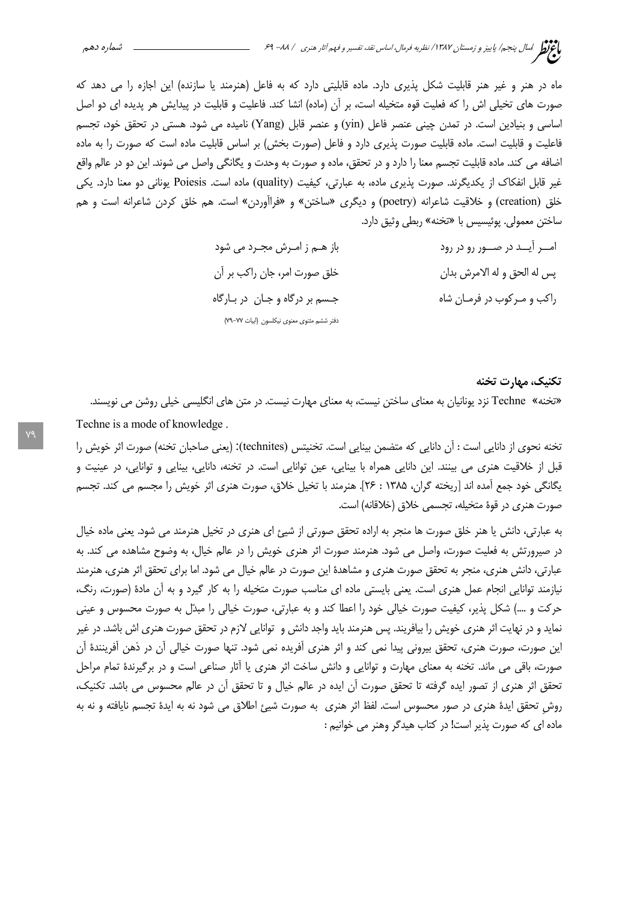ماه در هنر و غیر هنر قابلیت شکل پذیری دارد. ماده قابلیتی دارد که به فاعل (هنرمند یا سازنده) این اجازه را می دهد که صورت های تخیلی اش را که فعلیت قوه متخیله است، بر آن (ماده) انشا کند. فاعلیت و قابلیت در پیدایش هر پدیده ای دو اصل اساسی و بنیادین است. در تمدن چینی عنصر فاعل (yin) و عنصر قابل (Yang) نامیده می شود. هستی در تحقق خود، تجسم فاعلیت و قابلیت است. ماده قابلیت صورت پذیری دارد و فاعل (صورت بخش) بر اساس قابلیت ماده است که صورت را به ماده اضافه می کند. ماده قابلیت تجسم معنا را دارد و در تحقق، ماده و صورت به وحدت و یگانگی واصل می شوند. این دو در عالم واقع غیر قابل انفکاک از یکدیگرند. صورت پذیری ماده، به عبارتی، کیفیت (quality) ماده است. Poiesis یونانی دو معنا دارد. یکی خلق (creation) و خلاقیت شاعرانه (poetry) و دیگری «ساختن» و «فراآوردن» است. هم خلق کردن شاعرانه است و هم ساختن معمولی. پوئیسیس با «تخنه» ربطی وثیق دارد.

| | |
|---|---|
| امــر آیــد در صــور رو در رود | باز هــم ز امـرش مجـرد می شود |
| پس له الحق و له الامرش بدان | خلق صورت امر، جان راکب بر آن |
| راکب و مـرکوب در فرمـان شاه | جـسم بر درگاه و جـان در بـارگاه |

دفتر ششم مثنوی معنوی نیکلسون (ابیات ۷۷-۷۹)

### تکنیک، مهارت تخنه

«تخنه» Techne نزد یونانیان به معنای ساختن نیست، به معنای مهارت نیست. در متن های انگلیسی خیلی روشن می نویسند.

Techne is a mode of knowledge .

تخنه نحوی از دانایی است : آن دانایی که متضمن بینایی است. تخنیتس (technites): (یعنی صاحبان تخنه) صورت اثر خویش را قبل از خلاقیت هنری می بینند. این دانایی همراه با بینایی، عین توانایی است. در تخنه، دانایی، بینایی و توانایی، در عینیت و یگانگی خود جمع آمده اند [ریخته گران، ۱۳۸۵ : ۲۶]. هنرمند با تخیل خلاق، صورت هنری اثر خویش را مجسم می کند. تجسم صورت هنری در قوهٔ متخیله، تجسمی خلاق (خلاقانه) است.

به عبارتی، دانش یا هنر خلق صورت ها منجر به اراده تحقق صورتی از شیئ ای هنری در تخیل هنرمند می شود. یعنی ماده خیال در صیرورتش به فعلیت صورت، واصل می شود. هنرمند صورت اثر هنری خویش را در عالم خیال، به وضوح مشاهده می کند. به عبارتی، دانش هنری، منجر به تحقق صورت هنری و مشاهدهٔ این صورت در عالم خیال می شود. اما برای تحقق اثر هنری، هنرمند نیازمند توانایی انجام عمل هنری است. یعنی بایستی ماده ای مناسب صورت متخیله را به کار گیرد و به آن مادهٔ (صورت، رنگ، حرکت و ....) شکل پذیر، کیفیت صورت خیالی خود را اعطا کند و به عبارتی، صورت خیالی را مبدّل به صورت محسوس و عینی نماید و در نهایت اثر هنری خویش را بیافریند. پس هنرمند باید واجد دانش و توانایی لازم در تحقق صورت هنری اش باشد. در غیر این صورت، صورت هنری، تحقق بیرونی پیدا نمی کند و اثر هنری آفریده نمی شود. تنها صورت خیالی آن در ذهن آفرینندهٔ آن صورت، باقی می ماند. تخنه به معنای مهارت و توانایی و دانش ساخت اثر هنری یا آثار صناعی است و در برگیرندهٔ تمام مراحل تحقق اثر هنری از تصور ایده گرفته تا تحقق صورت آن ایده در عالم خیال و تا تحقق آن در عالم محسوس می باشد. تکنیک، روشِ تحقق ایدهٔ هنری در صور محسوس است. لفظ اثر هنری به صورت شیئ اطلاق می شود نه به ایدهٔ تجسم نایافته و نه به ماده ای که صورت پذیر است! در کتاب هیدگر وهنر می خوانیم :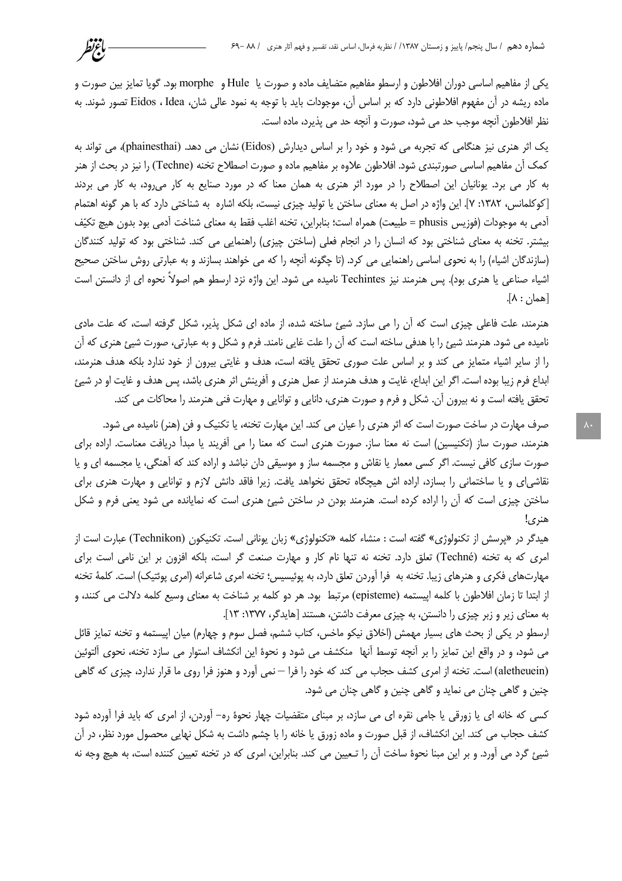یکی از مفاهیم اساسی دوران افلاطون و ارسطو مفاهیم متضایف ماده و صورت یا Hule و morphe بود. گویا تمایز بین صورت و ماده ریشه در آن مفهوم افلاطونی دارد که بر اساس آن، موجودات باید با توجه به نمود عالی شان، Idea ، Eidos تصور شوند. به نظر افلاطون آنچه موجب حد می شود، صورت و آنچه حد می پذیرد، ماده است.

یک اثر هنری نیز هنگامی که تجربه می شود و خود را بر اساس دیدارش (Eidos) نشان می دهد. (phainesthai)، می تواند به کمک آن مفاهیم اساسی صورتبندی شود. افلاطون علاوه بر مفاهیم ماده و صورت اصطلاح تخنه (Techne) را نیز در بحث از هنر به کار می برد. یونانیان این اصطلاح را در مورد اثر هنری به همان معنا که در مورد صنایع به کار می‌رود، به کار می بردند [کوکلمانس، ۱۳۸۲: ۷]. این واژه در اصل به معنای ساختن یا تولید چیزی نیست، بلکه اشاره به شناختی دارد که با هر گونه اهتمام آدمی به موجودات (فوزیس phusis = طبیعت) همراه است؛ بنابراین، تخنه اغلب فقط به معنای شناخت آدمی بود بدون هیچ تکیّف بیشتر. تخنه به معنای شناختی بود که انسان را در انجام فعلی (ساختن چیزی) راهنمایی می کند. شناختی بود که تولید کنندگان (سازندگان اشیاء) را به نحوی اساسی راهنمایی می کرد. (تا چگونه آنچه را که می خواهند بسازند و به عبارتی روش ساختن صحیح اشیاء صناعی یا هنری بود). پس هنرمند نیز Techintes نامیده می شود. این واژه نزد ارسطو هم اصولاً نحوه ای از دانستن است [همان : ۸].

هنرمند، علت فاعلی چیزی است که آن را می سازد. شیئ ساخته شده، از ماده ای شکل پذیر، شکل گرفته است، که علت مادی نامیده می شود. هنرمند شیئ را با هدفی ساخته است که آن را علت غایی نامند. فرم و شکل و به عبارتی، صورت شیئ هنری که آن را از سایر اشیاء متمایز می کند و بر اساس علت صوری تحقق یافته است، هدف و غایتی بیرون از خود ندارد بلکه هدف هنرمند، ابداع فرم زیبا بوده است. اگر این ابداع، غایت و هدف هنرمند از عمل هنری و آفرینش اثر هنری باشد، پس هدف و غایت او در شیئ تحقق یافته است و نه بیرون آن. شکل و فرم و صورت هنری، دانایی و توانایی و مهارت فنی هنرمند را محاکات می کند.

صرف مهارت در ساخت صورت است که اثر هنری را عیان می کند. این مهارت تخنه، یا تکنیک و فن (هنر) نامیده می شود.
هنرمند، صورت ساز (تکنیسین) است نه معنا ساز. صورت هنری است که معنا را می آفریند یا مبدأ دریافت معناست. اراده برای صورت سازی کافی نیست. اگر کسی معمار یا نقاش و مجسمه ساز و موسیقی دان نباشد و اراده کند که آهنگی، یا مجسمه ای و یا نقاشی‌ای و یا ساختمانی را بسازد، اراده اش هیچگاه تحقق نخواهد یافت. زیرا فاقد دانش لازم و توانایی و مهارت هنری برای ساختن چیزی است که آن را اراده کرده است. هنرمند بودن در ساختن شیئ هنری است که نمایانده می شود یعنی فرم و شکل هنری!

هیدگر در «پرسش از تکنولوژی» گفته است : منشاء کلمه «تکنولوژی» زبان یونانی است. تکنیکون (Technikon) عبارت است از امری که به تخنه (Techné) تعلق دارد. تخنه نه تنها نام کار و مهارت صنعت گر است، بلکه افزون بر این نامی است برای مهارت‌های فکری و هنرهای زیبا. تخنه به فرا آوردن تعلق دارد، به پوئیسیس؛ تخنه امری شاعرانه (امری پوئتیک) است. کلمهٔ تخنه از ابتدا تا زمان افلاطون با کلمه اپیستمه (episteme) مرتبط بود. هر دو کلمه بر شناخت به معنای وسیع کلمه دلالت می کنند، و به معنای زیر و زبر چیزی را دانستن، به چیزی معرفت داشتن، هستند [هایدگر، ۱۳۷۷: ۱۳].

ارسطو در یکی از بحث های بسیار مهمش (اخلاق نیکو ماخس، کتاب ششم، فصل سوم و چهارم) میان اپیستمه و تخنه تمایز قائل می شود، و در واقع این تمایز را بر آنچه توسط آنها منکشف می شود و نحوهٔ این انکشاف استوار می سازد تخنه، نحوی آلتوئین (aletheuein) است. تخنه از امری کشف حجاب می کند که خود را فرا – نمی آورد و هنوز فرا روی ما قرار ندارد، چیزی که گاهی چنین و گاهی چنان می نماید و گاهی چنین و گاهی چنان می شود.

کسی که خانه ای یا زورقی یا جامی نقره ای می سازد، بر مبنای متقضیات چهار نحوهٔ ره– آوردن، از امری که باید فرا آورده شود کشف حجاب می کند. این انکشاف، از قبل صورت و ماده زورق یا خانه را با چشم داشت به شکل نهایی محصول مورد نظر، در آن شیئ گرد می آورد. و بر این مبنا نحوهٔ ساخت آن را تـعیین می کند. بنابراین، امری که در تخنه تعیین کننده است، به هیچ وجه نه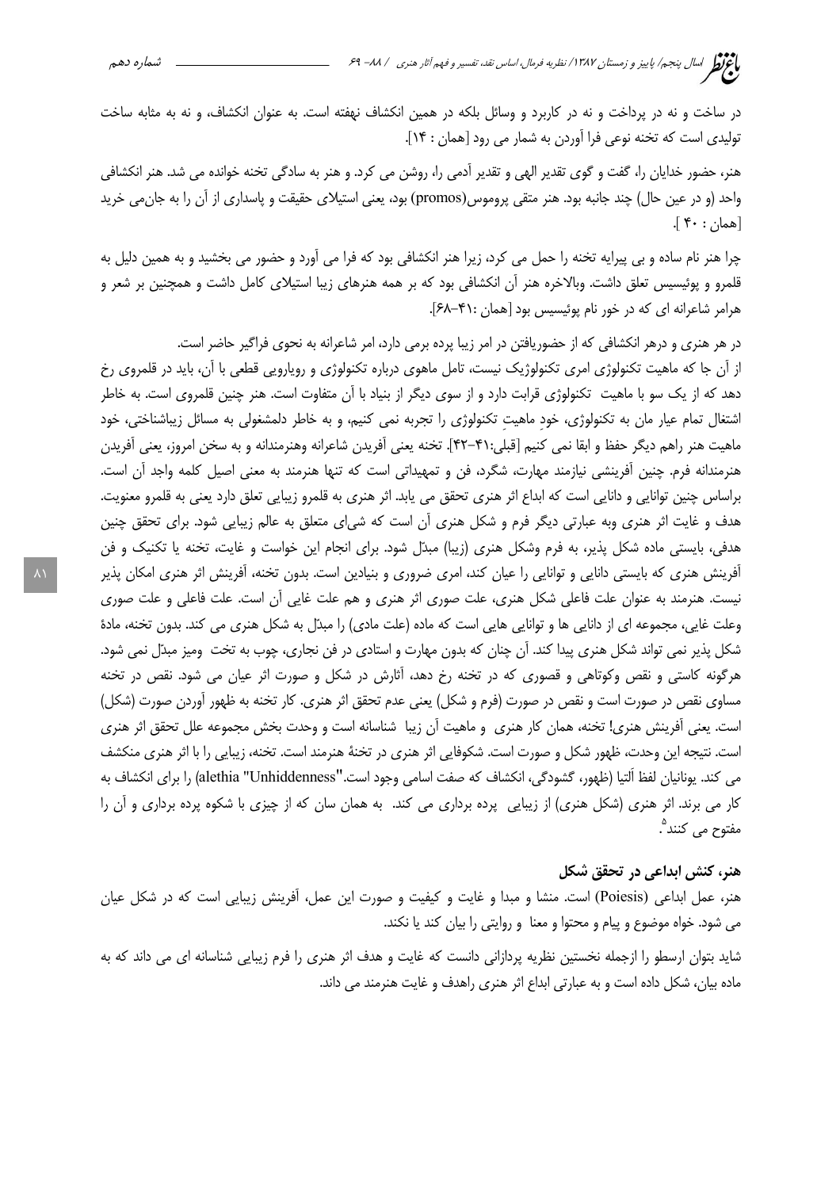در ساخت و نه در پرداخت و نه در کاربرد و وسائل بلکه در همین انکشاف نهفته است. به عنوان انکشاف، و نه به مثابه ساخت تولیدی است که تخنه نوعی فرا آوردن به شمار می رود [همان : ۱۴].

هنر، حضور خدایان را، گفت و گوی تقدیر الهی و تقدیر آدمی را، روشن می کرد. و هنر به سادگی تخنه خوانده می شد. هنر انکشافی واحد (و در عین حال) چند جانبه بود. هنر متقی پروموس(promos) بود، یعنی استیلای حقیقت و پاسداری از آن را به جان‌می خرید [همان : ۴۰ ].

چرا هنر نام ساده و بی پیرایه تخنه را حمل می کرد، زیرا هنر انکشافی بود که فرا می آورد و حضور می بخشید و به همین دلیل به قلمرو و پوئیسیس تعلق داشت. وبالاخره هنر آن انکشافی بود که بر همه هنرهای زیبا استیلای کامل داشت و همچنین بر شعر و هرامر شاعرانه ای که در خور نام پوئیسیس بود [همان :۴۱-۶۸].

در هر هنری و درهر انکشافی که از حضوریافتن در امر زیبا پرده برمی دارد، امر شاعرانه به نحوی فراگیر حاضر است.
از آن جا که ماهیت تکنولوژی امری تکنولوژیک نیست، تامل ماهوی درباره تکنولوژی و رویارویی قطعی با آن، باید در قلمروی رخ دهد که از یک سو با ماهیت تکنولوژی قرابت دارد و از سوی دیگر از بنیاد با آن متفاوت است. هنر چنین قلمروی است. به خاطر اشتغال تمام عیار مان به تکنولوژی، خودِ ماهیتِ تکنولوژی را تجربه نمی کنیم، و به خاطر دلمشغولی به مسائل زیباشناختی، خود ماهیت هنر راهم دیگر حفظ و ابقا نمی کنیم [قبلی:۴۱-۴۲]. تخنه یعنی آفریدن شاعرانه وهنرمندانه و به سخن امروز، یعنی آفریدن هنرمندانه فرم. چنین آفرینشی نیازمند مهارت، شگرد، فن و تمهیداتی است که تنها هنرمند به معنی اصیل کلمه واجد آن است. براساس چنین توانایی و دانایی است که ابداع اثر هنری تحقق می یابد. اثر هنری به قلمرو زیبایی تعلق دارد یعنی به قلمرو معنویت. هدف و غایت اثر هنری وبه عبارتی دیگر فرم و شکل هنری آن است که شیءای متعلق به عالم زیبایی شود. برای تحقق چنین هدفی، بایستی ماده شکل پذیر، به فرم وشکل هنری (زیبا) مبدّل شود. برای انجام این خواست و غایت، تخنه یا تکنیک و فن آفرینش هنری که بایستی دانایی و توانایی را عیان کند، امری ضروری و بنیادین است. بدون تخنه، آفرینش اثر هنری امکان پذیر نیست. هنرمند به عنوان علت فاعلی شکل هنری، علت صوری اثر هنری و هم علت غایی آن است. علت فاعلی و علت صوری وعلت غایی، مجموعه ای از دانایی ها و توانایی هایی است که ماده (علت مادی) را مبدّل به شکل هنری می کند. بدون تخنه، مادهٔ شکل پذیر نمی تواند شکل هنری پیدا کند. آن چنان که بدون مهارت و استادی در فن نجاری، چوب به تخت ومیز مبدّل نمی شود. هرگونه کاستی و نقص وکوتاهی و قصوری که در تخنه رخ دهد، آثارش در شکل و صورت اثر عیان می شود. نقص در تخنه مساوی نقص در صورت است و نقص در صورت (فرم و شکل) یعنی عدم تحقق اثر هنری. کار تخنه به ظهور آوردن صورت (شکل) است. یعنی آفرینش هنری! تخنه، همان کار هنری و ماهیت آن زیبا شناسانه است و وحدت بخش مجموعه علل تحقق اثر هنری است. نتیجه این وحدت، ظهور شکل و صورت است. شکوفایی اثر هنری در تخنهٔ هنرمند است. تخنه، زیبایی را با اثر هنری منکشف می کند. یونانیان لفظ اَلتیا (ظهور، گشودگی، انکشاف که صفت اسامی وجود است."alethia "Unhiddenness) را برای انکشاف به کار می برند. اثر هنری (شکل هنری) از زیبایی پرده برداری می کند. به همان سان که از چیزی با شکوه پرده برداری و آن را مفتوح می کنند[۵].

## هنر، کنش ابداعی در تحقق شکل

هنر، عمل ابداعی (Poiesis) است. منشا و مبدا و غایت و کیفیت و صورت این عمل، آفرینش زیبایی است که در شکل عیان می شود. خواه موضوع و پیام و محتوا و معنا و روایتی را بیان کند یا نکند.

شاید بتوان ارسطو را ازجمله نخستین نظریه پردازانی دانست که غایت و هدف اثر هنری را فرم زیبایی شناسانه ای می داند که به ماده بیان، شکل داده است و به عبارتی ابداع اثر هنری راهدف و غایت هنرمند می داند.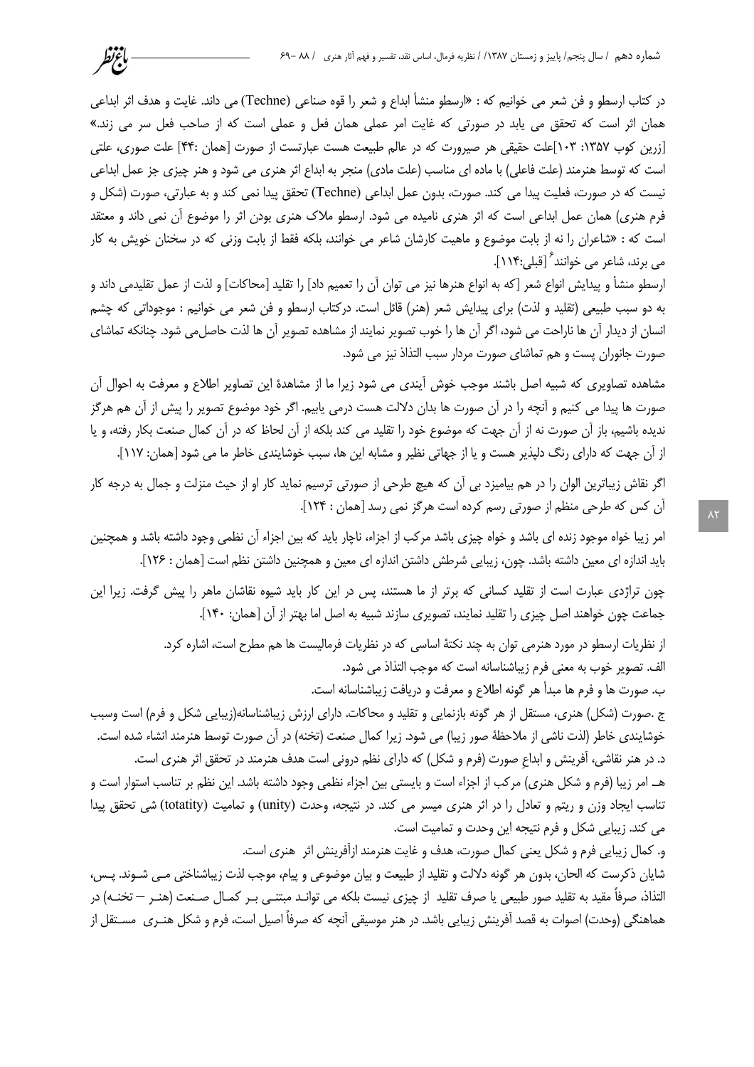در کتاب ارسطو و فن شعر می خوانیم که : «ارسطو منشأ ابداع و شعر را قوه صناعی (Techne) می داند. غایت و هدف اثر ابداعی همان اثر است که تحقق می یابد در صورتی که غایت امر عملی همان فعل و عملی است که از صاحب فعل سر می زند.» [زرین کوب ۱۳۵۷: ۱۰۳]علت حقیقی هر صیرورت که در عالم طبیعت هست عبارتست از صورت [همان :۴۴] علت صوری، علتی است که توسط هنرمند (علت فاعلی) با ماده ای مناسب (علت مادی) منجر به ابداع اثر هنری می شود و هنر چیزی جز عمل ابداعی نیست که در صورت، فعلیت پیدا می کند. صورت، بدون عمل ابداعی (Techne) تحقق پیدا نمی کند و به عبارتی، صورت (شکل و فرم هنری) همان عمل ابداعی است که اثر هنری نامیده می شود. ارسطو ملاک هنری بودن اثر را موضوع آن نمی داند و معتقد است که : «شاعران را نه از بابت موضوع و ماهیت کارشان شاعر می خوانند، بلکه فقط از بابت وزنی که در سخنان خویش به کار می برند، شاعر می خوانند[۶] [قبلی:۱۱۴].

ارسطو منشأ و پیدایش انواع شعر [که به انواع هنرها نیز می توان آن را تعمیم داد] را تقلید [محاکات] و لذت از عمل تقلیدمی داند و به دو سبب طبیعی (تقلید و لذت) برای پیدایش شعر (هنر) قائل است. درکتاب ارسطو و فن شعر می خوانیم : موجوداتی که چشم انسان از دیدار آن ها ناراحت می شود، اگر آن ها را خوب تصویر نمایند از مشاهده تصویر آن ها لذت حاصل‌می شود. چنانکه تماشای صورت جانوران پست و هم تماشای صورت مردار سبب التذاذ نیز می شود.

مشاهده تصاویری که شبیه اصل باشند موجب خوش آیندی می شود زیرا ما از مشاهدهٔ این تصاویر اطلاع و معرفت به احوال آن صورت ها پیدا می کنیم و آنچه را در آن صورت ها بدان دلالت هست درمی یابیم. اگر خود موضوع تصویر را پیش از آن هم هرگز ندیده باشیم، باز آن صورت نه از آن جهت که موضوع خود را تقلید می کند بلکه از آن لحاظ که در آن کمال صنعت بکار رفته، و یا از آن جهت که دارای رنگ دلپذیر هست و یا از جهاتی نظیر و مشابه این ها، سبب خوشایندی خاطر ما می شود [همان: ۱۱۷].

اگر نقاش زیباترین الوان را در هم بیامیزد بی آن که هیچ طرحی از صورتی ترسیم نماید کار او از حیث منزلت و جمال به درجه کار آن کس که طرحی منظم از صورتی رسم کرده است هرگز نمی رسد [همان : ۱۲۴].

امر زیبا خواه موجود زنده ای باشد و خواه چیزی باشد مرکب از اجزاء، ناچار باید که بین اجزاء آن نظمی وجود داشته باشد و همچنین باید اندازه ای معین داشته باشد. چون، زیبایی شرطش داشتن اندازه ای معین و همچنین داشتن نظم است [همان : ۱۲۶].

چون تراژدی عبارت است از تقلید کسانی که برتر از ما هستند، پس در این کار باید شیوه نقاشان ماهر را پیش گرفت. زیرا این جماعت چون خواهند اصل چیزی را تقلید نمایند، تصویری سازند شبیه به اصل اما بهتر از آن [همان: ۱۴۰].

از نظریات ارسطو در مورد هنرمی توان به چند نکتهٔ اساسی که در نظریات فرمالیست ها هم مطرح است، اشاره کرد.

الف. تصویر خوب به معنی فرم زیباشناسانه است که موجب التذاذ می شود.

ب. صورت ها و فرم ها مبدأ هر گونه اطلاع و معرفت و دریافت زیباشناسانه است.

ج .صورت (شکل) هنری، مستقل از هر گونه بازنمایی و تقلید و محاکات. دارای ارزش زیباشناسانه(زیبایی شکل و فرم) است وسبب خوشایندی خاطر (لذت ناشی از ملاحظهٔ صور زیبا) می شود. زیرا کمال صنعت (تخنه) در آن صورت توسط هنرمند انشاء شده است.

د. در هنر نقاشی، آفرینش و ابداعِ صورت (فرم و شکل) که دارای نظم درونی است هدف هنرمند در تحقق اثر هنری است.

هـ امر زیبا (فرم و شکل هنری) مرکب از اجزاء است و بایستی بین اجزاء نظمی وجود داشته باشد. این نظم بر تناسب استوار است و تناسب ایجاد وزن و ریتم و تعادل را در اثر هنری میسر می کند. در نتیجه، وحدت (unity) و تمامیت (totatity) شی تحقق پیدا می کند. زیبایی شکل و فرم نتیجه این وحدت و تمامیت است.

و. کمال زیبایی فرم و شکل یعنی کمال صورت، هدف و غایت هنرمند ازآفرینش اثر هنری است.

شایان ذکرست که الحان، بدون هر گونه دلالت و تقلید از طبیعت و بیان موضوعی و پیام، موجب لذت زیباشناختی مـی شـوند. پـس، التذاذ، صرفاً مقید به تقلید صور طبیعی یا صرف تقلید از چیزی نیست بلکه می توانـد مبتنـی بـر کمـال صـنعت (هنـر – تخنـه) در هماهنگی (وحدت) اصوات به قصد آفرینش زیبایی باشد. در هنر موسیقی آنچه که صرفاً اصیل است، فرم و شکل هنـری مسـتقل از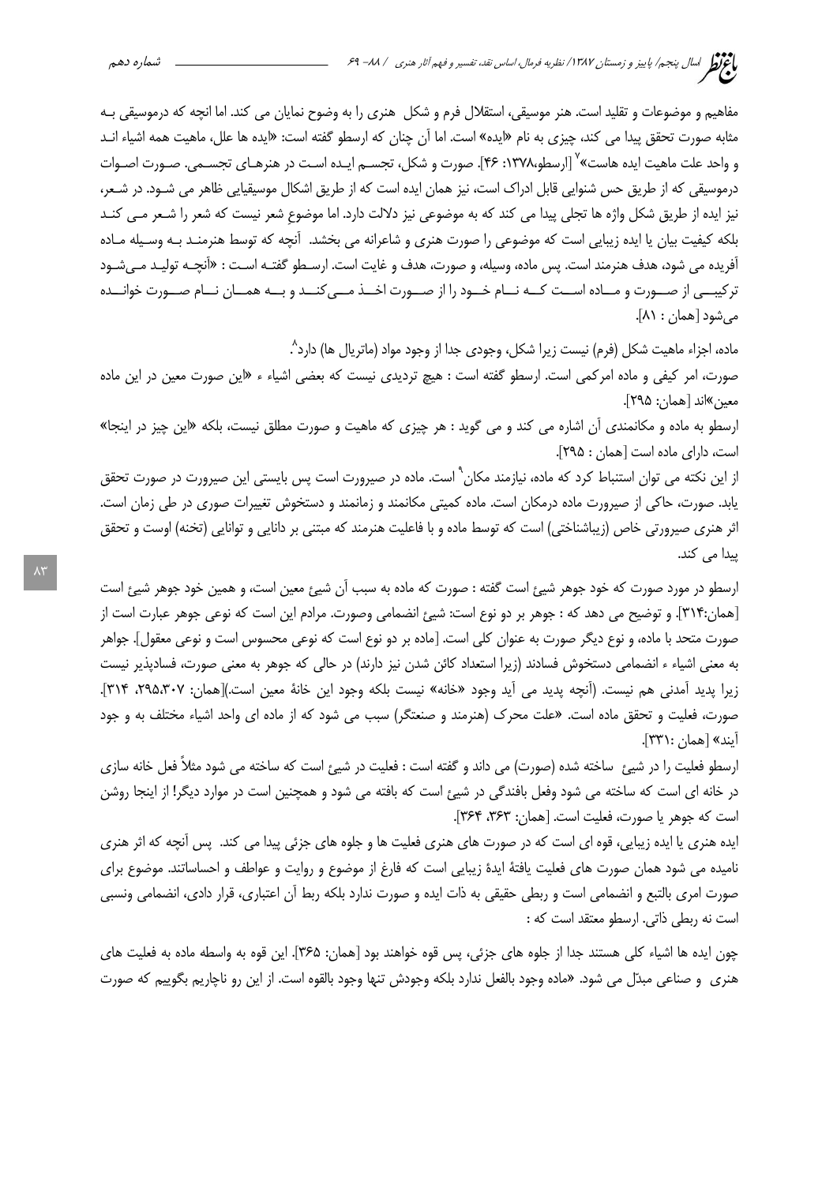مفاهیم و موضوعات و تقلید است. هنر موسیقی، استقلال فرم و شکل هنری را به وضوح نمایان می کند. اما انچه که درموسیقی به مثابه صورت تحقق پیدا می کند، چیزی به نام «ایده» است. اما آن چنان که ارسطو گفته است: «ایده ها علل، ماهیت همه اشیاء اند و واحد علت ماهیت ایده هاست»[7] [ارسطو،۱۳۷۸: ۴۶]. صورت و شکل، تجسم ایده است در هنرهای تجسمی. صورت اصوات درموسیقی که از طریق حس شنوایی قابل ادراک است، نیز همان ایده است که از طریق اشکال موسیقیایی ظاهر می شود. در شعر، نیز ایده از طریق شکل واژه ها تجلی پیدا می کند که به موضوعی نیز دلالت دارد. اما موضوعِ شعر نیست که شعر را شعر می کند بلکه کیفیت بیان یا ایده زیبایی است که موضوعی را صورت هنری و شاعرانه می بخشد. آنچه که توسط هنرمند به وسیله ماده آفریده می شود، هدف هنرمند است. پس ماده، وسیله، و صورت، هدف و غایت است. ارسطو گفته است : «آنچه تولید می‌شود ترکیبی از صورت و ماده است که نام خود را از صورت اخذ می‌کند و به همان نام صورت خوانده می‌شود [همان : ۸۱].

ماده، اجزاء ماهیت شکل (فرم) نیست زیرا شکل، وجودی جدا از وجود مواد (ماتریال ها) دارد[8].

صورت، امر کیفی و ماده امرکمی است. ارسطو گفته است : هیچ تردیدی نیست که بعضی اشیاء ء «این صورت معین در این ماده معین»اند [همان: ۲۹۵].

ارسطو به ماده و مکانمندی آن اشاره می کند و می گوید : هر چیزی که ماهیت و صورت مطلق نیست، بلکه «این چیز در اینجا» است، دارای ماده است [همان : ۲۹۵].

از این نکته می توان استنباط کرد که ماده، نیازمند مکان[9] است. ماده در صیرورت است پس بایستی این صیرورت در صورت تحقق یابد. صورت، حاکی از صیرورت ماده درمکان است. ماده کمیتی مکانمند و زمانمند و دستخوش تغییرات صوری در طی زمان است. اثر هنری صیرورتی خاص (زیباشناختی) است که توسط ماده و با فاعلیت هنرمند که مبتنی بر دانایی و توانایی (تخنه) اوست و تحقق پیدا می کند.

ارسطو در مورد صورت که خود جوهر شیئ است گفته : صورت که ماده به سبب آن شیئ معین است، و همین خود جوهر شیئ است [همان:۳۱۴]. و توضیح می دهد که : جوهر بر دو نوع است: شیئ انضمامی وصورت. مرادم این است که نوعی جوهر عبارت است از صورت متحد با ماده، و نوع دیگر صورت به عنوان کلی است. [ماده بر دو نوع است که نوعی محسوس است و نوعی معقول]. جواهر به معنی اشیاء ء انضمامی دستخوش فسادند (زیرا استعداد کائن شدن نیز دارند) در حالی که جوهر به معنی صورت، فسادپذیر نیست زیرا پدید آمدنی هم نیست. (آنچه پدید می آید وجود «خانه» نیست بلکه وجود این خانۀ معین است.)[همان: ۲۹۵،۳۰۷، ۳۱۴]. صورت، فعلیت و تحقق ماده است. «علت محرک (هنرمند و صنعتگر) سبب می شود که از ماده ای واحد اشیاء مختلف به و جود آیند» [همان :۳۳۱].

ارسطو فعلیت را در شیئ ساخته شده (صورت) می داند و گفته است : فعلیت در شیئ است که ساخته می شود مثلاً فعل خانه سازی در خانه ای است که ساخته می شود وفعل بافندگی در شیئ است که بافته می شود و همچنین است در موارد دیگر! از اینجا روشن است که جوهر یا صورت، فعلیت است. [همان: ۳۶۳، ۳۶۴].

ایده هنری یا ایده زیبایی، قوه ای است که در صورت های هنری فعلیت ها و جلوه های جزئی پیدا می کند. پس آنچه که اثر هنری نامیده می شود همان صورت های فعلیت یافتۀ ایدۀ زیبایی است که فارغ از موضوع و روایت و عواطف و احساساتند. موضوع برای صورت امری بالتبع و انضمامی است و ربطی حقیقی به ذات ایده و صورت ندارد بلکه ربط آن اعتباری، قرار دادی، انضمامی ونسبی است نه ربطی ذاتی. ارسطو معتقد است که :

چون ایده ها اشیاء کلی هستند جدا از جلوه های جزئی، پس قوه خواهند بود [همان: ۳۶۵]. این قوه به واسطه ماده به فعلیت های هنری و صناعی مبدّل می شود. «ماده وجود بالفعل ندارد بلکه وجودش تنها وجود بالقوه است. از این رو ناچاریم بگوییم که صورت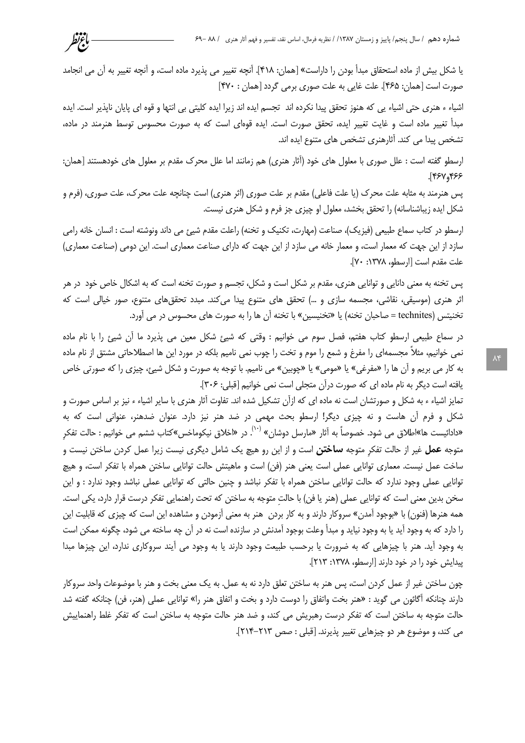یا شکل بیش از ماده استحقاق مبدأ بودن را داراست» [همان: ۴۱۸]. آنچه تغییر می پذیرد ماده است، و آنچه تغییر به آن می انجامد صورت است [همان: ۴۶۵]. علت غایی به علت صوری برمی گردد [همان : ۴۷۰]

اشیاء ء هنری حتی اشیاء یی که هنوز تحقق پیدا نکرده اند تجسم ایده اند زیرا ایده کلیتی بی انتها و قوه ای پایان ناپذیر است. ایده مبدأ تغییر ماده است و غایت تغییر ایده، تحقق صورت است. ایده قوه‌ای است که به صورت محسوس توسط هنرمند در ماده، تشخص پیدا می کند. آثارهنری تشخص های متنوع ایده اند.

ارسطو گفته است : علل صوری با معلول های خود (آثار هنری) هم زمانند اما علل محرک مقدم بر معلول های خودهستند [همان: ۴۶۶و۴۶۷].

پس هنرمند به مثابه علت محرک (یا علت فاعلی) مقدم بر علت صوری (اثر هنری) است چنانچه علت محرک، علت صوری، (فرم و شکل ایده زیباشناسانه) را تحقق بخشد، معلول او چیزی جز فرم و شکل هنری نیست.

ارسطو در کتاب سماع طبیعی (فیزیک)، صناعت (مهارت، تکنیک و تخنه) راعلت مقدم شیئ می داند ونوشته است : انسان خانه رامی سازد از این جهت که معمار است، و معمار خانه می سازد از این جهت که دارای صناعت معماری است. این دومی (صناعت معماری) علت مقدم است [ارسطو، ۱۳۷۸: ۷۰].

پس تخنه به معنی دانایی و توانایی هنری، مقدم بر شکل است و شکل، تجسم و صورت تخنه است که به اشکال خاص خود در هر اثر هنری (موسیقی، نقاشی، مجسمه سازی و ...) تحقق های متنوع پیدا می‌کند. مبدد تحقق‌های متنوع، صور خیالی است که تخنیتس (technites = صاحبان تخنه) یا «تخنیسین» با تخنه آن ها را به صورت های محسوس در می آورد.

در سماع طبیعی ارسطو کتاب هفتم، فصل سوم می خوانیم : وقتی که شیئ شکل معین می پذیرد ما آن شیئ را با نام ماده نمی خوانیم، مثلاً مجسمه‌ای را مفرغ و شمع را موم و تخت را چوب نمی نامیم بلکه در مورد این ها اصطلاحاتی مشتق از نام ماده به کار می بریم و آن ها را «مفرغی» یا «مومی» یا «چوبین» می نامیم. با توجه به صورت و شکل شیئ، چیزی را که صورتی خاص یافته است دیگر به نام ماده ای که صورت درآن متجلی است نمی خوانیم [قبلی: ۳۰۶].

تمایز اشیاء ء به شکل و صورتشان است نه ماده ای که ازآن تشکیل شده اند. تفاوت آثار هنری با سایر اشیاء ء نیز بر اساس صورت و شکل و فرم آن هاست و نه چیزی دیگر! ارسطو بحث مهمی در ضد هنر نیز دارد. عنوان ضدهنر، عنوانی است که به «دادائیست ها»اطلاق می شود. خصوصاً به آثار «مارسل دوشان» [10]. در «اخلاق نیکوماخس»کتاب ششم می خوانیم : حالت تفکرِ متوجه **عمل** غیر از حالت تفکرِ متوجه **ساختن** است و از این رو هیچ یک شامل دیگری نیست زیرا عمل کردن ساختن نیست و ساخت عمل نیست. معماری توانایی عملی است یعنی هنر (فن) است و ماهیتش حالت توانایی ساختن همراه با تفکر است، و هیچ توانایی عملی وجود ندارد که حالت توانایی ساختن همراه با تفکر نباشد و چنین حالتی که توانایی عملی نباشد وجود ندارد : و این سخن بدین معنی است که توانایی عملی (هنر یا فن) با حالتِ متوجه به ساختن که تحت راهنمایی تفکر درست قرار دارد، یکی است. همه هنرها (فنون) با «بوجود آمدن» سروکار دارند و به کار بردن هنر به معنی آزمودن و مشاهده این است که چیزی که قابلیت این را دارد که به وجود آید یا به وجود نیاید و مبدأ وعلت بوجود آمدنش در سازنده است نه در آن چه ساخته می شود، چگونه ممکن است به وجود آید. هنر با چیزهایی که به ضرورت یا برحسب طبیعت وجود دارند یا به وجود می آیند سروکاری ندارد، این چیزها مبدا پیدایش خود را در خود دارند [ارسطو، ۱۳۷۸: ۲۱۳].

چون ساختن غیر از عمل کردن است، پس هنر به ساختن تعلق دارد نه به عمل. به یک معنی بخت و هنر با موضوعات واحد سروکار دارند چنانکه آگائون می گوید : «هنر بخت واتفاق را دوست دارد و بخت و اتفاق هنر را» توانایی عملی (هنر، فن) چنانکه گفته شد حالت متوجه به ساختن است که تفکر درست رهبریش می کند، و ضد هنر حالت متوجه به ساختن است که تفکر غلط راهنماییش می کند، و موضوع هر دو چیزهایی تغییر پذیرند. [قبلی : صص ۲۱۳-۲۱۴].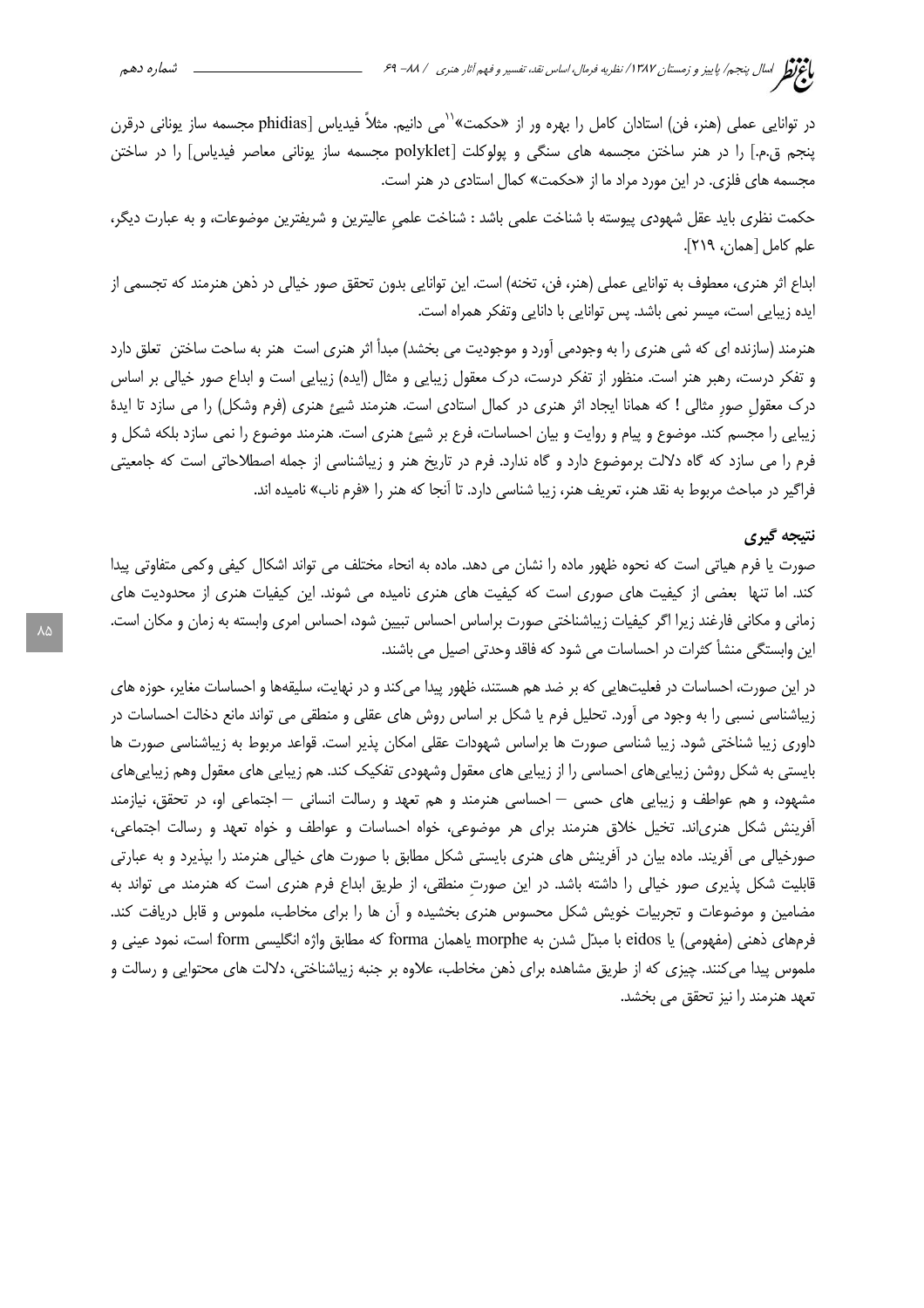در توانایی عملی (هنر، فن) استادان کامل را بهره ور از «حکمت»[11] می دانیم. مثلاً فیدیاس [phidias مجسمه ساز یونانی درقرن پنجم ق.م.] را در هنر ساختن مجسمه های سنگی و پولوکلت [polyklet مجسمه ساز یونانی معاصر فیدیاس] را در ساختن مجسمه های فلزی. در این مورد مراد ما از «حکمت» کمال استادی در هنر است.

حکمت نظری باید عقل شهودی پیوسته با شناخت علمی باشد : شناخت علمیِ عالیترین و شریفترین موضوعات، و به عبارت دیگر، علم کامل [همان، ۲۱۹].

ابداع اثر هنری، معطوف به توانایی عملی (هنر، فن، تخنه) است. این توانایی بدون تحقق صور خیالی در ذهن هنرمند که تجسمی از ایده زیبایی است، میسر نمی باشد. پس توانایی با دانایی وتفکر همراه است.

هنرمند (سازنده ای که شی هنری را به وجودمی آورد و موجودیت می بخشد) مبدأ اثر هنری است هنر به ساحت ساختن تعلق دارد و تفکر درست، رهبر هنر است. منظور از تفکر درست، درک معقول زیبایی و مثال (ایده) زیبایی است و ابداع صور خیالی بر اساس درک معقولِ صورِ مثالی ! که همانا ایجاد اثر هنری در کمال استادی است. هنرمند شیئ هنری (فرم وشکل) را می سازد تا ایدهٔ زیبایی را مجسم کند. موضوع و پیام و روایت و بیان احساسات، فرع بر شیئ هنری است. هنرمند موضوع را نمی سازد بلکه شکل و فرم را می سازد که گاه دلالت برموضوع دارد و گاه ندارد. فرم در تاریخ هنر و زیباشناسی از جمله اصطلاحاتی است که جامعیتی فراگیر در مباحث مربوط به نقد هنر، تعریف هنر، زیبا شناسی دارد. تا آنجا که هنر را «فرم ناب» نامیده اند.

## نتیجه گیری

صورت یا فرم هیاتی است که نحوه ظهور ماده را نشان می دهد. ماده به انحاء مختلف می تواند اشکال کیفی وکمی متفاوتی پیدا کند. اما تنها بعضی از کیفیت های صوری است که کیفیت های هنری نامیده می شوند. این کیفیات هنری از محدودیت های زمانی و مکانی فارغند زیرا اگر کیفیات زیباشناختی صورت براساس احساس تبیین شود، احساس امری وابسته به زمان و مکان است. این وابستگی منشأ کثرات در احساسات می شود که فاقد وحدتی اصیل می باشند.

در این صورت، احساسات در فعلیت‌هایی که بر ضد هم هستند، ظهور پیدا می‌کند و در نهایت، سلیقه‌ها و احساسات مغایر، حوزه های زیباشناسی نسبی را به وجود می آورد. تحلیل فرم یا شکل بر اساس روش های عقلی و منطقی می تواند مانع دخالت احساسات در داوری زیبا شناختی شود. زیبا شناسی صورت ها براساس شهودات عقلی امکان پذیر است. قواعد مربوط به زیباشناسی صورت ها بایستی به شکل روشن زیبایی‌های احساسی را از زیبایی های معقول وشهودی تفکیک کند. هم زیبایی های معقول وهم زیبایی‌های مشهود، و هم عواطف و زیبایی های حسی – احساسی هنرمند و هم تعهد و رسالت انسانی – اجتماعی او، در تحقق، نیازمند آفرینش شکل هنری‌اند. تخیل خلاق هنرمند برای هر موضوعی، خواه احساسات و عواطف و خواه تعهد و رسالت اجتماعی، صورخیالی می آفریند. ماده بیان در آفرینش های هنری بایستی شکل مطابق با صورت های خیالی هنرمند را بپذیرد و به عبارتی قابلیت شکل پذیری صور خیالی را داشته باشد. در این صورتِ منطقی، از طریق ابداع فرم هنری است که هنرمند می تواند به مضامین و موضوعات و تجربیات خویش شکل محسوس هنری بخشیده و آن ها را برای مخاطب، ملموس و قابل دریافت کند. فرم‌های ذهنی (مفهومی) یا eidos با مبدّل شدن به morphe یاهمان forma که مطابق واژه انگلیسی form است، نمود عینی و ملموس پیدا می‌کنند. چیزی که از طریق مشاهده برای ذهن مخاطب، علاوه بر جنبه زیباشناختی، دلالت های محتوایی و رسالت و تعهد هنرمند را نیز تحقق می بخشد.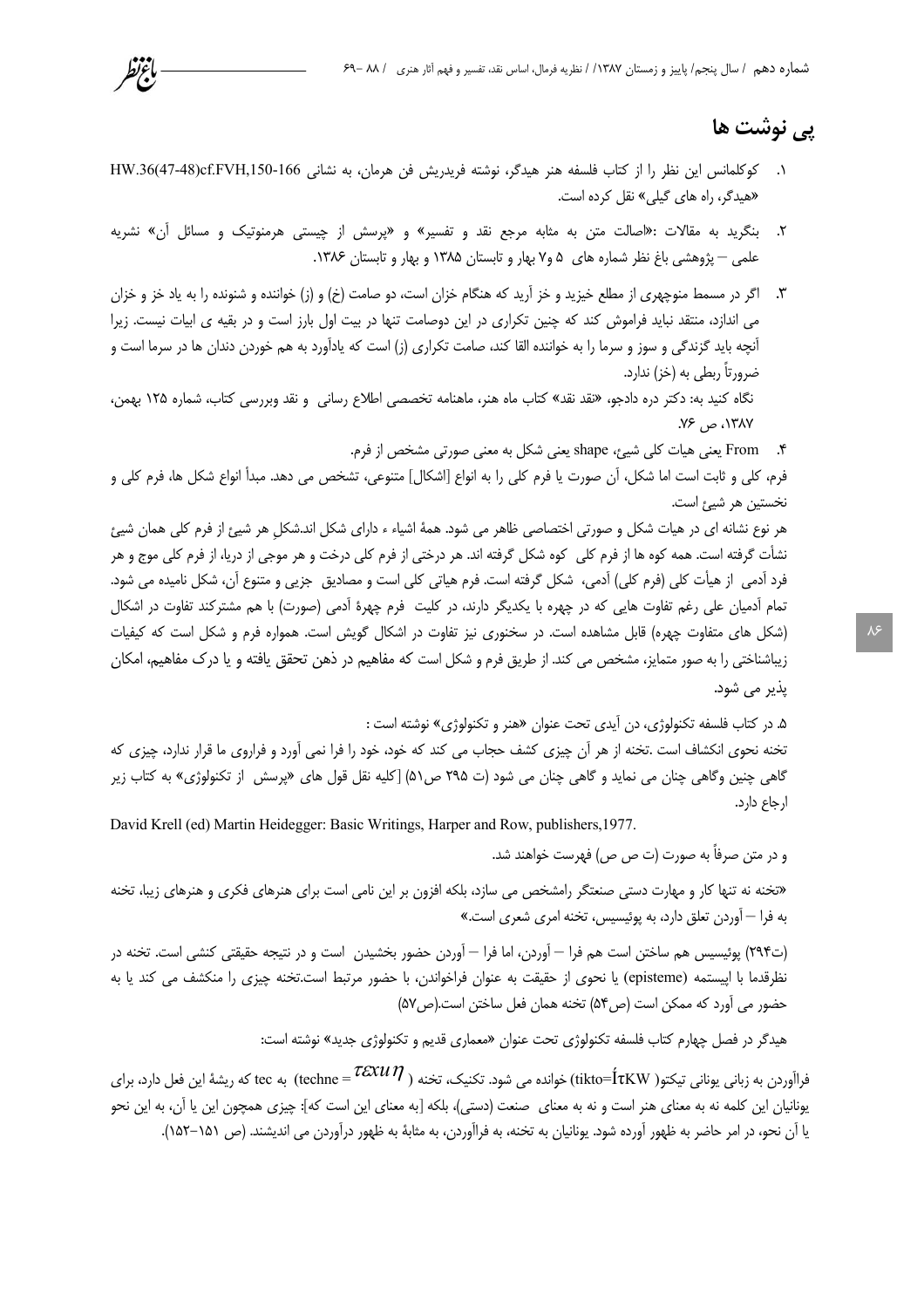## پی نوشت ها

۱. کوکلمانس این نظر را از کتاب فلسفه هنر هیدگر، نوشته فریدریش فن هرمان، به نشانی HW.36(47-48)cf.FVH,150-166 «هیدگر، راه های گیلی» نقل کرده است.

۲. بنگرید به مقالات :«اصالت متن به مثابه مرجع نقد و تفسیر» و «پرسش از چیستی هرمنوتیک و مسائل آن» نشریه علمی – پژوهشی باغ نظر شماره های ۵ و۷ بهار و تابستان ۱۳۸۵ و بهار و تابستان ۱۳۸۶.

۳. اگر در مسمط منوچهری از مطلع خیزید و خز آرید که هنگام خزان است، دو صامت (خ) و (ز) خواننده و شنونده را به یاد خز و خزان می اندازد، منتقد نباید فراموش کند که چنین تکراری در این دوصامت تنها در بیت اول بارز است و در بقیه ی ابیات نیست. زیرا آنچه باید گزندگی و سوز و سرما را به خواننده القا کند، صامت تکراری (ز) است که یادآورد به هم خوردن دندان ها در سرما است و ضرورتاً ربطی به (خز) ندارد.

نگاه کنید به: دکتر دره دادجو، «نقد نقد» کتاب ماه هنر، ماهنامه تخصصی اطلاع رسانی و نقد وبررسی کتاب، شماره ۱۲۵ بهمن، ۱۳۸۷، ص ۷۶.

۴. From یعنی هیات کلی شیئ، shape یعنی شکل به معنی صورتی مشخص از فرم.

فرم، کلی و ثابت است اما شکل، آن صورت یا فرم کلی را به انواع [اشکال] متنوعی، تشخص می دهد. مبدأ انواع شکل ها، فرم کلی و نخستین هر شیئ است.

هر نوع نشانه ای در هیات شکل و صورتی اختصاصی ظاهر می شود. همهٔ اشیاء ء دارای شکل اند.شکلِ هر شیئ از فرم کلی همان شیئ نشأت گرفته است. همه کوه ها از فرم کلی کوه شکل گرفته اند. هر درختی از فرم کلی درخت و هر موجی از دریا، از فرم کلی موج و هر فرد آدمی از هیأت کلی (فرم کلی) آدمی، شکل گرفته است. فرم هیاتی کلی است و مصادیق جزیی و متنوع آن، شکل نامیده می شود. تمام آدمیان علی رغم تفاوت هایی که در چهره با یکدیگر دارند، در کلیت فرم چهرهٔ آدمی (صورت) با هم مشترکند تفاوت در اشکال (شکل های متفاوت چهره) قابل مشاهده است. در سخنوری نیز تفاوت در اشکال گویش است. همواره فرم و شکل است که کیفیات زیباشناختی را به صور متمایز، مشخص می کند. از طریق فرم و شکل است که مفاهیم در ذهن تحقق یافته و یا درک مفاهیم، امکان پذیر می شود.

۵. در کتاب فلسفه تکنولوژی، دن آیدی تحت عنوان «هنر و تکنولوژی» نوشته است :

تخنه نحوی انکشاف است .تخنه از هر آن چیزی کشف حجاب می کند که خود، خود را فرا نمی آورد و فراروی ما قرار ندارد، چیزی که گاهی چنین وگاهی چنان می نماید و گاهی چنان می شود (ت ۲۹۵ ص۵۱) [کلیه نقل قول های «پرسش از تکنولوژی» به کتاب زیر ارجاع دارد.

David Krell (ed) Martin Heidegger: Basic Writings, Harper and Row, publishers,1977.

و در متن صرفاً به صورت (ت ص ص) فهرست خواهند شد.

«تخنه نه تنها کار و مهارت دستی صنعتگر رامشخص می سازد، بلکه افزون بر این نامی است برای هنرهای فکری و هنرهای زیبا، تخنه به فرا – آوردن تعلق دارد، به پوئیسیس، تخنه امری شعری است.»

(ت۲۹۴) پوئیسیس هم ساختن است هم فرا – آوردن، اما فرا – آوردن حضور بخشیدن است و در نتیجه حقیقتی کنشی است. تخنه در نظرقدما با اپیستمه (episteme) یا نحوی از حقیقت به عنوان فراخواندن، با حضور مرتبط است.تخنه چیزی را منکشف می کند یا به حضور می آورد که ممکن است (ص۵۴) تخنه همان فعل ساختن است.(ص۵۷)

هیدگر در فصل چهارم کتاب فلسفه تکنولوژی تحت عنوان «معماری قدیم و تکنولوژی جدید» نوشته است:

فراآوردن به زبانی یونانی تیکتو( tikto=ÍτKW) خوانده می شود. تکنیک، تخنه ( $\tau\varepsilon\chi\nu\eta$ = techne) به tec که ریشهٔ این فعل دارد، برای یونانیان این کلمه نه به معنای هنر است و نه به معنای صنعت (دستی)، بلکه [به معنای این است که]: چیزی همچون این یا آن، به این نحو یا آن نحو، در امر حاضر به ظهور آورده شود. یونانیان به تخنه، به فراآوردن، به مثابهٔ به ظهور درآوردن می اندیشند. (ص ۱۵۱–۱۵۲).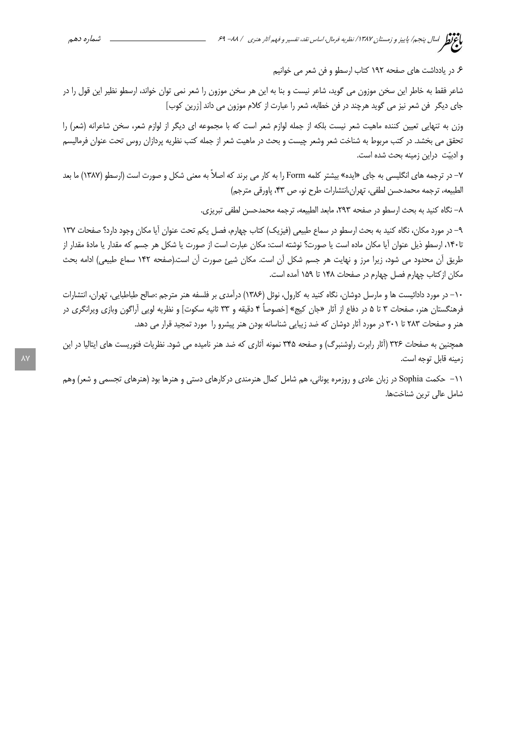۶. در یادداشت های صفحه ۱۹۲ کتاب ارسطو و فن شعر می خوانیم

شاعر فقط به خاطر این سخن موزون می گوید، شاعر نیست و بنا به این هر سخن موزون را شعر نمی توان خواند، ارسطو نظیر این قول را در جای دیگر فن شعر نیز می گوید هرچند در فن خطابه، شعر را عبارت از کلام موزون می داند [زرین کوب]

وزن به تنهایی تعیین کننده ماهیت شعر نیست بلکه از جمله لوازم شعر است که با مجموعه ای دیگر از لوازم شعر، سخن شاعرانه (شعر) را تحقق می بخشد. در کتب مربوط به شناخت شعر وشعر چیست و بحث در ماهیت شعر از جمله کتب نظریه پردازان روس تحت عنوان فرمالیسم و ادبیّت دراین زمینه بحث شده است.

۷- در ترجمه های انگلیسی به جای «ایده» بیشتر کلمه Form را به کار می برند که اصلاً به معنی شکل و صورت است (ارسطو (۱۳۸۷) ما بعد الطبیعه، ترجمه محمدحسن لطفی، تهران،انتشارات طرح نو، ص ۴۳، پاورقی مترجم)

۸- نگاه کنید به بحث ارسطو در صفحه ۲۹۳، مابعد الطبیعه، ترجمه محمدحسن لطفی تبریزی.

۹- در مورد مکان، نگاه کنید به بحث ارسطو در سماع طبیعی (فیزیک) کتاب چهارم، فصل یکم تحت عنوان آیا مکان وجود دارد؟ صفحات ۱۳۷ تا۱۴۰، ارسطو ذیل عنوان آیا مکان ماده است یا صورت؟ نوشته است: مکان عبارت است از صورت یا شکل هر جسم که مقدار یا مادهٔ مقدار از طریق آن محدود می شود، زیرا مرز و نهایت هر جسم شکل آن است. مکان شیئ صورت آن است.(صفحه ۱۴۲ سماع طبیعی) ادامه بحث مکان ازکتاب چهارم فصل چهارم در صفحات ۱۴۸ تا ۱۵۹ آمده است.

۱۰- در مورد دادائیست ها و مارسل دوشان، نگاه کنید به کارول، نوئل (۱۳۸۶) درآمدی بر فلسفه هنر مترجم :صالح طباطبایی، تهران، انتشارات فرهنگستان هنر، صفحات ۳ تا ۵ در دفاع از آثار «جان کیج» [خصوصاً ۴ دقیقه و ۳۳ ثانیه سکوت] و نظریه لویی آراگون وبازی ویرانگری در هنر و صفحات ۲۸۳ تا ۳۰۱ در مورد آثار دوشان که ضد زیبایی شناسانه بودن هنر پیشرو را مورد تمجید قرار می دهد.

همچنین به صفحات ۳۲۶ (آثار رابرت راوشنبرگ) و صفحه ۳۴۵ نمونه آثاری که ضد هنر نامیده می شود. نظریات فتوریست های ایتالیا در این زمینه قابل توجه است.

۱۱- حکمت Sophia در زبان عادی و روزمره یونانی، هم شامل کمال هنرمندی درکارهای دستی و هنرها بود (هنرهای تجسمی و شعر) وهم شامل عالی ترین شناخت‌ها.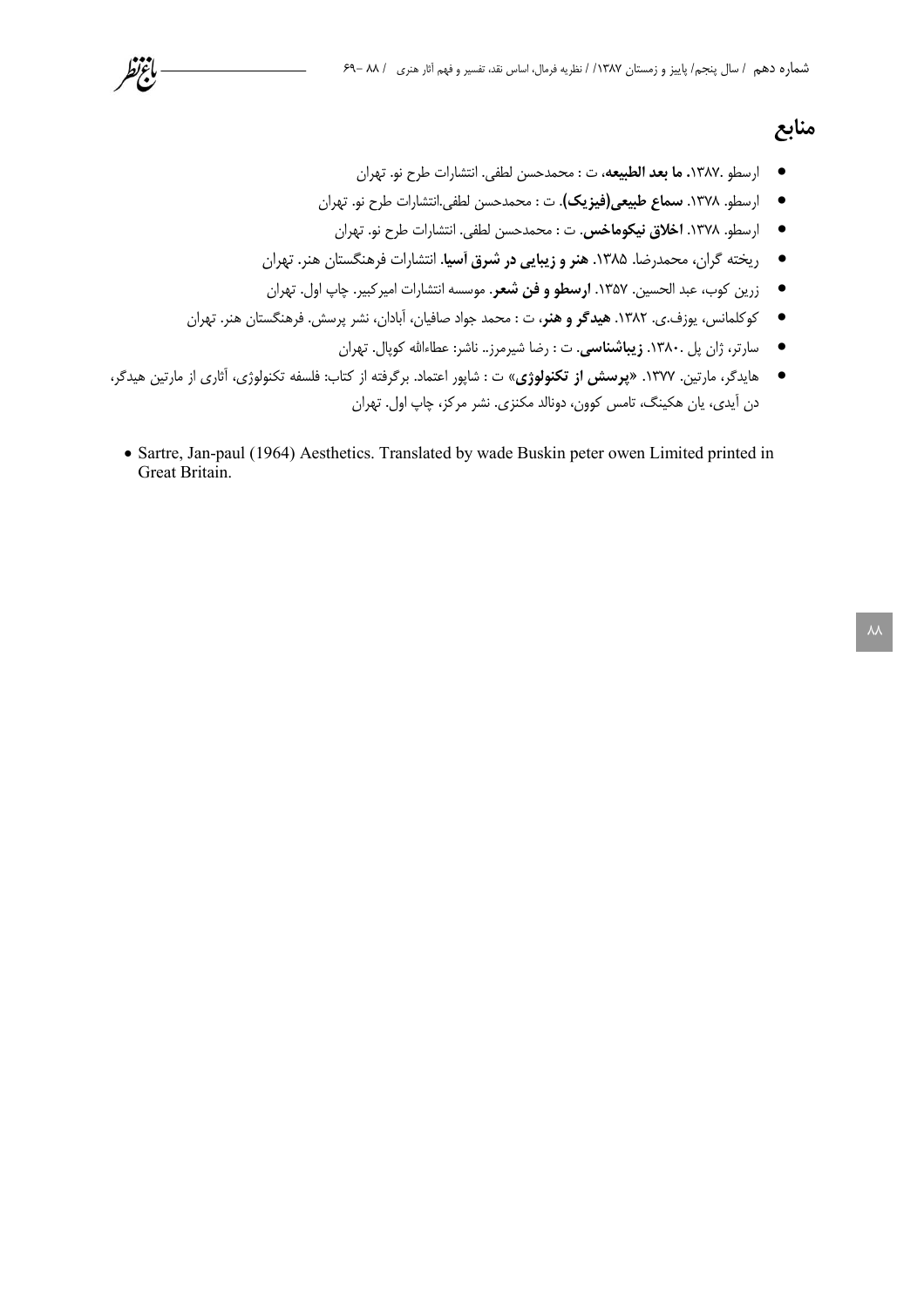## منابع

- ارسطو .۱۳۸۷. **ما بعد الطبیعه**، ت : محمدحسن لطفی. انتشارات طرح نو. تهران
- ارسطو. ۱۳۷۸. **سماع طبیعی(فیزیک)**. ت : محمدحسن لطفی.انتشارات طرح نو. تهران
- ارسطو. ۱۳۷۸. **اخلاق نیکوماخس**. ت : محمدحسن لطفی. انتشارات طرح نو. تهران
- ریخته گران، محمدرضا. ۱۳۸۵. **هنر و زیبایی در شرق آسیا**. انتشارات فرهنگستان هنر. تهران
- زرین کوب، عبد الحسین. ۱۳۵۷. **ارسطو و فن شعر**. موسسه انتشارات امیرکبیر. چاپ اول. تهران
- کوکلمانس، یوزف.ی. ۱۳۸۲. **هیدگر و هنر**، ت : محمد جواد صافیان، آبادان، نشر پرسش. فرهنگستان هنر. تهران
- سارتر، ژان پل .۱۳۸۰. **زیباشناسی**. ت : رضا شیرمرز.. ناشر: عطاءالله کوپال. تهران
- هایدگر، مارتین. ۱۳۷۷. «**پرسش از تکنولوژی**» ت : شاپور اعتماد. برگرفته از کتاب: فلسفه تکنولوژی، آثاری از مارتین هیدگر، دن آیدی، یان هکینگ، تامس کوون، دونالد مکنزی. نشر مرکز، چاپ اول. تهران

- Sartre, Jan-paul (1964) Aesthetics. Translated by wade Buskin peter owen Limited printed in Great Britain.